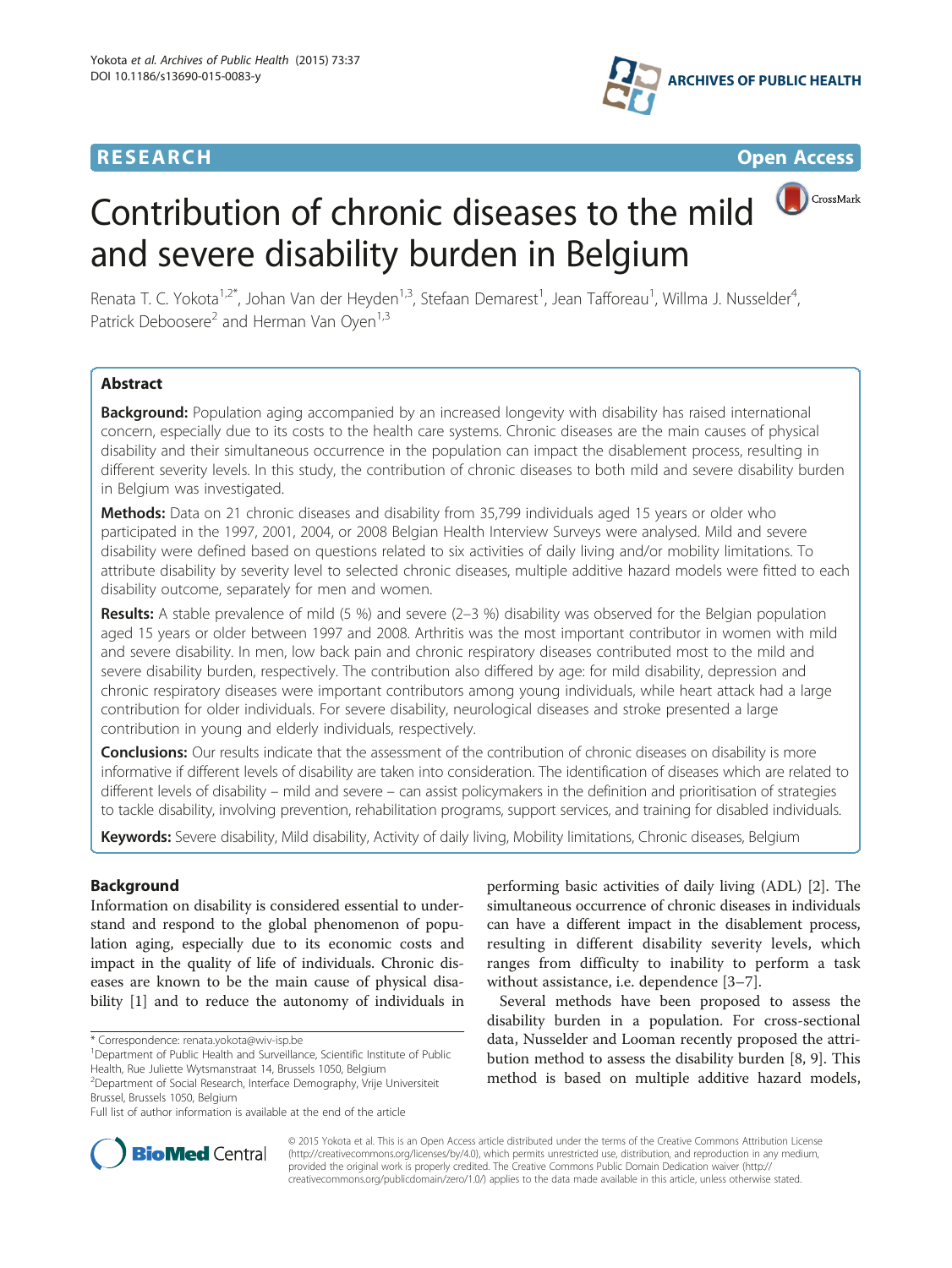RESEARCH Open Access

# Contribution of chronic diseases to the mild and severe disability burden in Belgium

Renata T. C. Yokota[1,2*], Johan Van der Heyden[1,3], Stefaan Demarest[1], Jean Tafforeau[1], Willma J. Nusselder[4], Patrick Deboosere[2] and Herman Van Oyen[1,3]

## Abstract

**Background:** Population aging accompanied by an increased longevity with disability has raised international concern, especially due to its costs to the health care systems. Chronic diseases are the main causes of physical disability and their simultaneous occurrence in the population can impact the disablement process, resulting in different severity levels. In this study, the contribution of chronic diseases to both mild and severe disability burden in Belgium was investigated.

**Methods:** Data on 21 chronic diseases and disability from 35,799 individuals aged 15 years or older who participated in the 1997, 2001, 2004, or 2008 Belgian Health Interview Surveys were analysed. Mild and severe disability were defined based on questions related to six activities of daily living and/or mobility limitations. To attribute disability by severity level to selected chronic diseases, multiple additive hazard models were fitted to each disability outcome, separately for men and women.

**Results:** A stable prevalence of mild (5 %) and severe (2–3 %) disability was observed for the Belgian population aged 15 years or older between 1997 and 2008. Arthritis was the most important contributor in women with mild and severe disability. In men, low back pain and chronic respiratory diseases contributed most to the mild and severe disability burden, respectively. The contribution also differed by age: for mild disability, depression and chronic respiratory diseases were important contributors among young individuals, while heart attack had a large contribution for older individuals. For severe disability, neurological diseases and stroke presented a large contribution in young and elderly individuals, respectively.

**Conclusions:** Our results indicate that the assessment of the contribution of chronic diseases on disability is more informative if different levels of disability are taken into consideration. The identification of diseases which are related to different levels of disability – mild and severe – can assist policymakers in the definition and prioritisation of strategies to tackle disability, involving prevention, rehabilitation programs, support services, and training for disabled individuals.

**Keywords:** Severe disability, Mild disability, Activity of daily living, Mobility limitations, Chronic diseases, Belgium

## Background

Information on disability is considered essential to understand and respond to the global phenomenon of population aging, especially due to its economic costs and impact in the quality of life of individuals. Chronic diseases are known to be the main cause of physical disability [1] and to reduce the autonomy of individuals in performing basic activities of daily living (ADL) [2]. The simultaneous occurrence of chronic diseases in individuals can have a different impact in the disablement process, resulting in different disability severity levels, which ranges from difficulty to inability to perform a task without assistance, i.e. dependence [3–7].

Several methods have been proposed to assess the disability burden in a population. For cross-sectional data, Nusselder and Looman recently proposed the attribution method to assess the disability burden [8, 9]. This method is based on multiple additive hazard models,

\* Correspondence: renata.yokota@wiv-isp.be
[1]Department of Public Health and Surveillance, Scientific Institute of Public Health, Rue Juliette Wytsmanstraat 14, Brussels 1050, Belgium
[2]Department of Social Research, Interface Demography, Vrije Universiteit Brussel, Brussels 1050, Belgium
Full list of author information is available at the end of the article

© 2015 Yokota et al. This is an Open Access article distributed under the terms of the Creative Commons Attribution License (http://creativecommons.org/licenses/by/4.0), which permits unrestricted use, distribution, and reproduction in any medium, provided the original work is properly credited. The Creative Commons Public Domain Dedication waiver (http://creativecommons.org/publicdomain/zero/1.0/) applies to the data made available in this article, unless otherwise stated.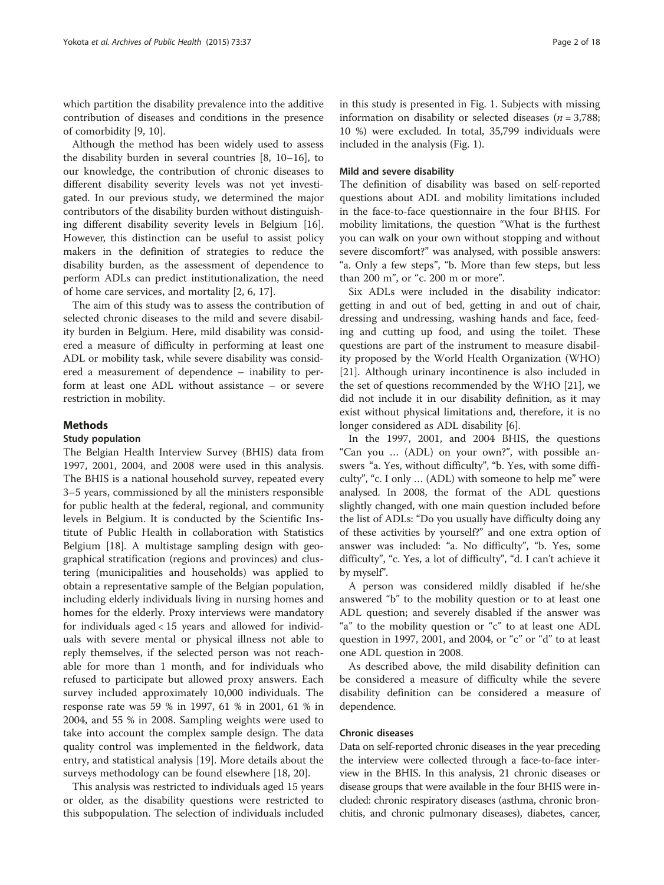which partition the disability prevalence into the additive contribution of diseases and conditions in the presence of comorbidity [9, 10].

Although the method has been widely used to assess the disability burden in several countries [8, 10–16], to our knowledge, the contribution of chronic diseases to different disability severity levels was not yet investigated. In our previous study, we determined the major contributors of the disability burden without distinguishing different disability severity levels in Belgium [16]. However, this distinction can be useful to assist policy makers in the definition of strategies to reduce the disability burden, as the assessment of dependence to perform ADLs can predict institutionalization, the need of home care services, and mortality [2, 6, 17].

The aim of this study was to assess the contribution of selected chronic diseases to the mild and severe disability burden in Belgium. Here, mild disability was considered a measure of difficulty in performing at least one ADL or mobility task, while severe disability was considered a measurement of dependence – inability to perform at least one ADL without assistance – or severe restriction in mobility.

## Methods

### Study population

The Belgian Health Interview Survey (BHIS) data from 1997, 2001, 2004, and 2008 were used in this analysis. The BHIS is a national household survey, repeated every 3–5 years, commissioned by all the ministers responsible for public health at the federal, regional, and community levels in Belgium. It is conducted by the Scientific Institute of Public Health in collaboration with Statistics Belgium [18]. A multistage sampling design with geographical stratification (regions and provinces) and clustering (municipalities and households) was applied to obtain a representative sample of the Belgian population, including elderly individuals living in nursing homes and homes for the elderly. Proxy interviews were mandatory for individuals aged < 15 years and allowed for individuals with severe mental or physical illness not able to reply themselves, if the selected person was not reachable for more than 1 month, and for individuals who refused to participate but allowed proxy answers. Each survey included approximately 10,000 individuals. The response rate was 59 % in 1997, 61 % in 2001, 61 % in 2004, and 55 % in 2008. Sampling weights were used to take into account the complex sample design. The data quality control was implemented in the fieldwork, data entry, and statistical analysis [19]. More details about the surveys methodology can be found elsewhere [18, 20].

This analysis was restricted to individuals aged 15 years or older, as the disability questions were restricted to this subpopulation. The selection of individuals included in this study is presented in Fig. 1. Subjects with missing information on disability or selected diseases ($n = 3,788$; 10 %) were excluded. In total, 35,799 individuals were included in the analysis (Fig. 1).

### Mild and severe disability

The definition of disability was based on self-reported questions about ADL and mobility limitations included in the face-to-face questionnaire in the four BHIS. For mobility limitations, the question "What is the furthest you can walk on your own without stopping and without severe discomfort?" was analysed, with possible answers: "a. Only a few steps", "b. More than few steps, but less than 200 m", or "c. 200 m or more".

Six ADLs were included in the disability indicator: getting in and out of bed, getting in and out of chair, dressing and undressing, washing hands and face, feeding and cutting up food, and using the toilet. These questions are part of the instrument to measure disability proposed by the World Health Organization (WHO) [21]. Although urinary incontinence is also included in the set of questions recommended by the WHO [21], we did not include it in our disability definition, as it may exist without physical limitations and, therefore, it is no longer considered as ADL disability [6].

In the 1997, 2001, and 2004 BHIS, the questions "Can you … (ADL) on your own?", with possible answers "a. Yes, without difficulty", "b. Yes, with some difficulty", "c. I only … (ADL) with someone to help me" were analysed. In 2008, the format of the ADL questions slightly changed, with one main question included before the list of ADLs: "Do you usually have difficulty doing any of these activities by yourself?" and one extra option of answer was included: "a. No difficulty", "b. Yes, some difficulty", "c. Yes, a lot of difficulty", "d. I can't achieve it by myself".

A person was considered mildly disabled if he/she answered "b" to the mobility question or to at least one ADL question; and severely disabled if the answer was "a" to the mobility question or "c" to at least one ADL question in 1997, 2001, and 2004, or "c" or "d" to at least one ADL question in 2008.

As described above, the mild disability definition can be considered a measure of difficulty while the severe disability definition can be considered a measure of dependence.

### Chronic diseases

Data on self-reported chronic diseases in the year preceding the interview were collected through a face-to-face interview in the BHIS. In this analysis, 21 chronic diseases or disease groups that were available in the four BHIS were included: chronic respiratory diseases (asthma, chronic bronchitis, and chronic pulmonary diseases), diabetes, cancer,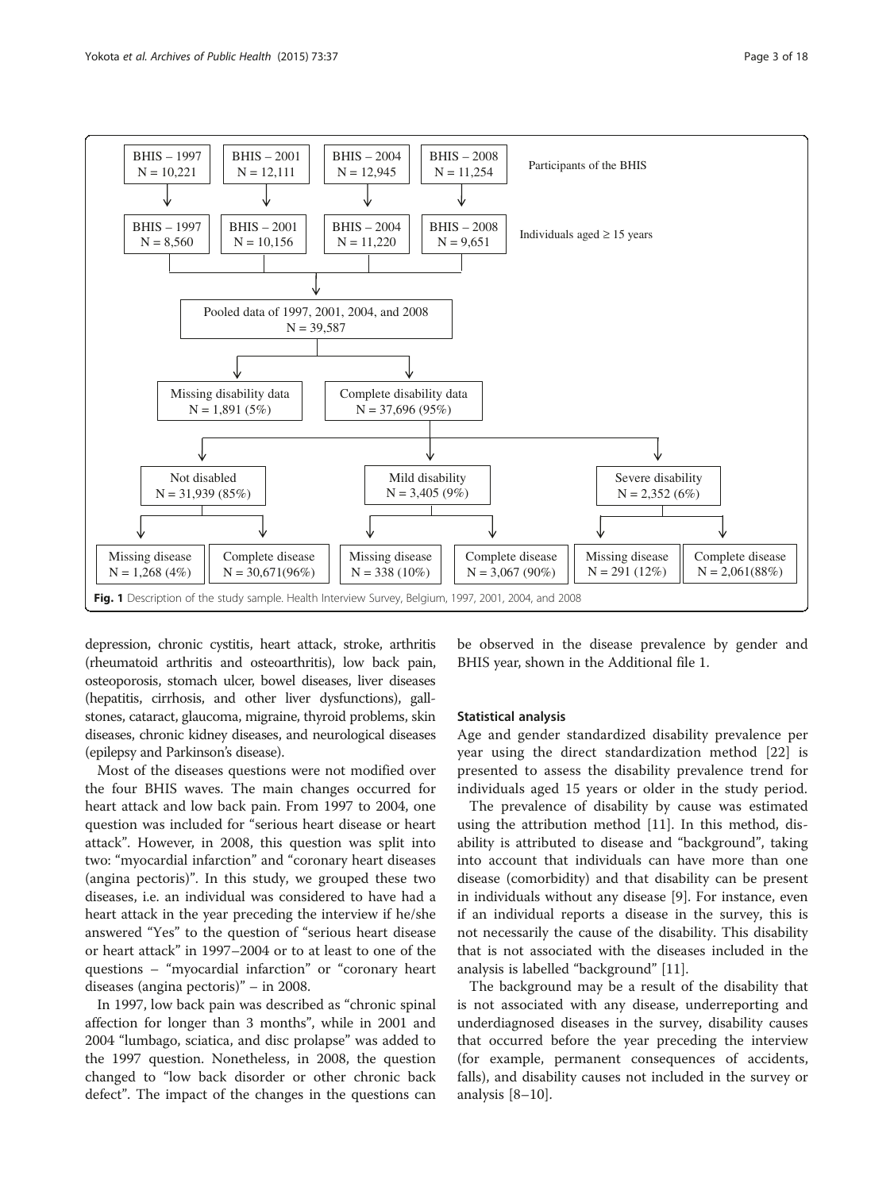BHIS – 1997 N = 10,221 | BHIS – 2001 N = 12,111 | BHIS – 2004 N = 12,945 | BHIS – 2008 N = 11,254 — Participants of the BHIS

BHIS – 1997 N = 8,560 | BHIS – 2001 N = 10,156 | BHIS – 2004 N = 11,220 | BHIS – 2008 N = 9,651 — Individuals aged ≥ 15 years

Pooled data of 1997, 2001, 2004, and 2008 N = 39,587

Missing disability data N = 1,891 (5%) | Complete disability data N = 37,696 (95%)

Not disabled N = 31,939 (85%) | Mild disability N = 3,405 (9%) | Severe disability N = 2,352 (6%)

Missing disease N = 1,268 (4%) | Complete disease N = 30,671(96%) | Missing disease N = 338 (10%) | Complete disease N = 3,067 (90%) | Missing disease N = 291 (12%) | Complete disease N = 2,061(88%)

**Fig. 1** Description of the study sample. Health Interview Survey, Belgium, 1997, 2001, 2004, and 2008

depression, chronic cystitis, heart attack, stroke, arthritis (rheumatoid arthritis and osteoarthritis), low back pain, osteoporosis, stomach ulcer, bowel diseases, liver diseases (hepatitis, cirrhosis, and other liver dysfunctions), gallstones, cataract, glaucoma, migraine, thyroid problems, skin diseases, chronic kidney diseases, and neurological diseases (epilepsy and Parkinson's disease).

Most of the diseases questions were not modified over the four BHIS waves. The main changes occurred for heart attack and low back pain. From 1997 to 2004, one question was included for "serious heart disease or heart attack". However, in 2008, this question was split into two: "myocardial infarction" and "coronary heart diseases (angina pectoris)". In this study, we grouped these two diseases, i.e. an individual was considered to have had a heart attack in the year preceding the interview if he/she answered "Yes" to the question of "serious heart disease or heart attack" in 1997–2004 or to at least to one of the questions – "myocardial infarction" or "coronary heart diseases (angina pectoris)" – in 2008.

In 1997, low back pain was described as "chronic spinal affection for longer than 3 months", while in 2001 and 2004 "lumbago, sciatica, and disc prolapse" was added to the 1997 question. Nonetheless, in 2008, the question changed to "low back disorder or other chronic back defect". The impact of the changes in the questions can be observed in the disease prevalence by gender and BHIS year, shown in the Additional file 1.

### Statistical analysis

Age and gender standardized disability prevalence per year using the direct standardization method [22] is presented to assess the disability prevalence trend for individuals aged 15 years or older in the study period.

The prevalence of disability by cause was estimated using the attribution method [11]. In this method, disability is attributed to disease and "background", taking into account that individuals can have more than one disease (comorbidity) and that disability can be present in individuals without any disease [9]. For instance, even if an individual reports a disease in the survey, this is not necessarily the cause of the disability. This disability that is not associated with the diseases included in the analysis is labelled "background" [11].

The background may be a result of the disability that is not associated with any disease, underreporting and underdiagnosed diseases in the survey, disability causes that occurred before the year preceding the interview (for example, permanent consequences of accidents, falls), and disability causes not included in the survey or analysis [8–10].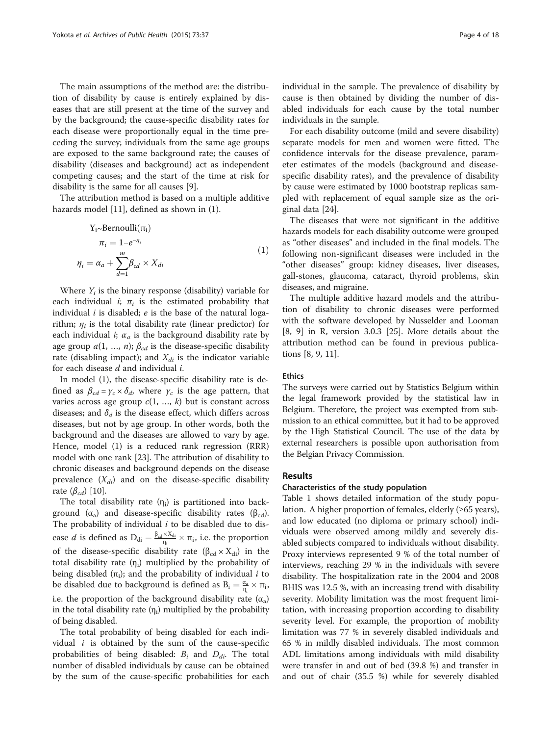The main assumptions of the method are: the distribution of disability by cause is entirely explained by diseases that are still present at the time of the survey and by the background; the cause-specific disability rates for each disease were proportionally equal in the time preceding the survey; individuals from the same age groups are exposed to the same background rate; the causes of disability (diseases and background) act as independent competing causes; and the start of the time at risk for disability is the same for all causes [9].

The attribution method is based on a multiple additive hazards model [11], defined as shown in (1).

$$
\begin{aligned}
Y_i &\sim \text{Bernoulli}(\pi_i) \\
\pi_i &= 1 - e^{-\eta_i} \\
\eta_i &= \alpha_a + \sum_{d=1}^{m} \beta_{cd} \times X_{di}
\end{aligned}
\tag{1}
$$

Where $Y_i$ is the binary response (disability) variable for each individual $i$; $\pi_i$ is the estimated probability that individual $i$ is disabled; $e$ is the base of the natural logarithm; $\eta_i$ is the total disability rate (linear predictor) for each individual $i$; $\alpha_a$ is the background disability rate by age group $a(1, \ldots, n)$; $\beta_{cd}$ is the disease-specific disability rate (disabling impact); and $X_{di}$ is the indicator variable for each disease $d$ and individual $i$.

In model (1), the disease-specific disability rate is defined as $\beta_{cd} = \gamma_c \times \delta_d$, where $\gamma_c$ is the age pattern, that varies across age group $c(1, \ldots, k)$ but is constant across diseases; and $\delta_d$ is the disease effect, which differs across diseases, but not by age group. In other words, both the background and the diseases are allowed to vary by age. Hence, model (1) is a reduced rank regression (RRR) model with one rank [23]. The attribution of disability to chronic diseases and background depends on the disease prevalence ($X_{di}$) and on the disease-specific disability rate ($\beta_{cd}$) [10].

The total disability rate ($\eta_i$) is partitioned into background ($\alpha_a$) and disease-specific disability rates ($\beta_{cd}$). The probability of individual $i$ to be disabled due to disease $d$ is defined as $D_{di} = \frac{\beta_{cd} \times X_{di}}{\eta_i} \times \pi_i$, i.e. the proportion of the disease-specific disability rate ($\beta_{cd} \times X_{di}$) in the total disability rate ($\eta_i$) multiplied by the probability of being disabled ($\pi_i$); and the probability of individual $i$ to be disabled due to background is defined as $B_i = \frac{\alpha_a}{\eta_i} \times \pi_i$, i.e. the proportion of the background disability rate ($\alpha_a$) in the total disability rate ($\eta_i$) multiplied by the probability of being disabled.

The total probability of being disabled for each individual $i$ is obtained by the sum of the cause-specific probabilities of being disabled: $B_i$ and $D_{di}$. The total number of disabled individuals by cause can be obtained by the sum of the cause-specific probabilities for each individual in the sample. The prevalence of disability by cause is then obtained by dividing the number of disabled individuals for each cause by the total number individuals in the sample.

For each disability outcome (mild and severe disability) separate models for men and women were fitted. The confidence intervals for the disease prevalence, parameter estimates of the models (background and disease-specific disability rates), and the prevalence of disability by cause were estimated by 1000 bootstrap replicas sampled with replacement of equal sample size as the original data [24].

The diseases that were not significant in the additive hazards models for each disability outcome were grouped as "other diseases" and included in the final models. The following non-significant diseases were included in the "other diseases" group: kidney diseases, liver diseases, gall-stones, glaucoma, cataract, thyroid problems, skin diseases, and migraine.

The multiple additive hazard models and the attribution of disability to chronic diseases were performed with the software developed by Nusselder and Looman [8, 9] in R, version 3.0.3 [25]. More details about the attribution method can be found in previous publications [8, 9, 11].

### Ethics

The surveys were carried out by Statistics Belgium within the legal framework provided by the statistical law in Belgium. Therefore, the project was exempted from submission to an ethical committee, but it had to be approved by the High Statistical Council. The use of the data by external researchers is possible upon authorisation from the Belgian Privacy Commission.

## Results

### Characteristics of the study population

Table 1 shows detailed information of the study population. A higher proportion of females, elderly (≥65 years), and low educated (no diploma or primary school) individuals were observed among mildly and severely disabled subjects compared to individuals without disability. Proxy interviews represented 9 % of the total number of interviews, reaching 29 % in the individuals with severe disability. The hospitalization rate in the 2004 and 2008 BHIS was 12.5 %, with an increasing trend with disability severity. Mobility limitation was the most frequent limitation, with increasing proportion according to disability severity level. For example, the proportion of mobility limitation was 77 % in severely disabled individuals and 65 % in mildly disabled individuals. The most common ADL limitations among individuals with mild disability were transfer in and out of bed (39.8 %) and transfer in and out of chair (35.5 %) while for severely disabled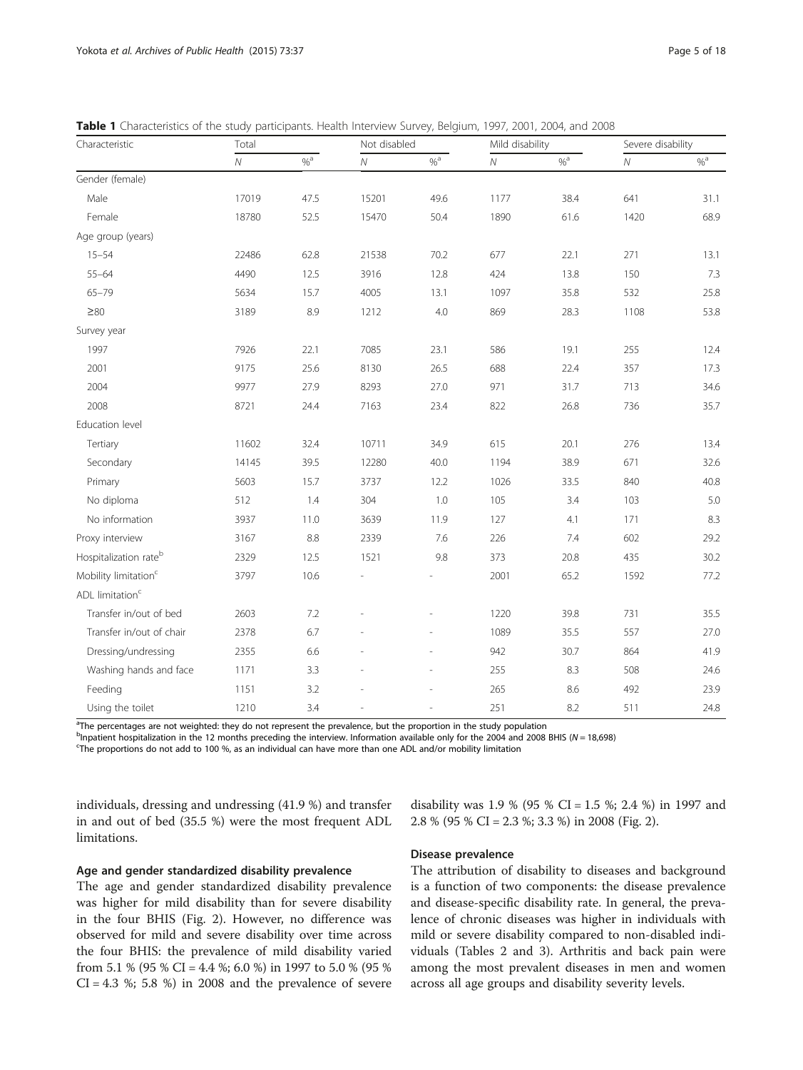**Table 1** Characteristics of the study participants. Health Interview Survey, Belgium, 1997, 2001, 2004, and 2008

| Characteristic | Total | | Not disabled | | Mild disability | | Severe disability | |
|---|---|---|---|---|---|---|---|---|
| | *N* | %[a] | *N* | %[a] | *N* | %[a] | *N* | %[a] |
| Gender (female) | | | | | | | | |
| Male | 17019 | 47.5 | 15201 | 49.6 | 1177 | 38.4 | 641 | 31.1 |
| Female | 18780 | 52.5 | 15470 | 50.4 | 1890 | 61.6 | 1420 | 68.9 |
| Age group (years) | | | | | | | | |
| 15–54 | 22486 | 62.8 | 21538 | 70.2 | 677 | 22.1 | 271 | 13.1 |
| 55–64 | 4490 | 12.5 | 3916 | 12.8 | 424 | 13.8 | 150 | 7.3 |
| 65–79 | 5634 | 15.7 | 4005 | 13.1 | 1097 | 35.8 | 532 | 25.8 |
| ≥80 | 3189 | 8.9 | 1212 | 4.0 | 869 | 28.3 | 1108 | 53.8 |
| Survey year | | | | | | | | |
| 1997 | 7926 | 22.1 | 7085 | 23.1 | 586 | 19.1 | 255 | 12.4 |
| 2001 | 9175 | 25.6 | 8130 | 26.5 | 688 | 22.4 | 357 | 17.3 |
| 2004 | 9977 | 27.9 | 8293 | 27.0 | 971 | 31.7 | 713 | 34.6 |
| 2008 | 8721 | 24.4 | 7163 | 23.4 | 822 | 26.8 | 736 | 35.7 |
| Education level | | | | | | | | |
| Tertiary | 11602 | 32.4 | 10711 | 34.9 | 615 | 20.1 | 276 | 13.4 |
| Secondary | 14145 | 39.5 | 12280 | 40.0 | 1194 | 38.9 | 671 | 32.6 |
| Primary | 5603 | 15.7 | 3737 | 12.2 | 1026 | 33.5 | 840 | 40.8 |
| No diploma | 512 | 1.4 | 304 | 1.0 | 105 | 3.4 | 103 | 5.0 |
| No information | 3937 | 11.0 | 3639 | 11.9 | 127 | 4.1 | 171 | 8.3 |
| Proxy interview | 3167 | 8.8 | 2339 | 7.6 | 226 | 7.4 | 602 | 29.2 |
| Hospitalization rate[b] | 2329 | 12.5 | 1521 | 9.8 | 373 | 20.8 | 435 | 30.2 |
| Mobility limitation[c] | 3797 | 10.6 | - | - | 2001 | 65.2 | 1592 | 77.2 |
| ADL limitation[c] | | | | | | | | |
| Transfer in/out of bed | 2603 | 7.2 | - | - | 1220 | 39.8 | 731 | 35.5 |
| Transfer in/out of chair | 2378 | 6.7 | - | - | 1089 | 35.5 | 557 | 27.0 |
| Dressing/undressing | 2355 | 6.6 | - | - | 942 | 30.7 | 864 | 41.9 |
| Washing hands and face | 1171 | 3.3 | - | - | 255 | 8.3 | 508 | 24.6 |
| Feeding | 1151 | 3.2 | - | - | 265 | 8.6 | 492 | 23.9 |
| Using the toilet | 1210 | 3.4 | - | - | 251 | 8.2 | 511 | 24.8 |

[a]The percentages are not weighted: they do not represent the prevalence, but the proportion in the study population
[b]Inpatient hospitalization in the 12 months preceding the interview. Information available only for the 2004 and 2008 BHIS ($N = 18{,}698$)
[c]The proportions do not add to 100 %, as an individual can have more than one ADL and/or mobility limitation

individuals, dressing and undressing (41.9 %) and transfer in and out of bed (35.5 %) were the most frequent ADL limitations.

### Age and gender standardized disability prevalence

The age and gender standardized disability prevalence was higher for mild disability than for severe disability in the four BHIS (Fig. 2). However, no difference was observed for mild and severe disability over time across the four BHIS: the prevalence of mild disability varied from 5.1 % (95 % CI = 4.4 %; 6.0 %) in 1997 to 5.0 % (95 % CI = 4.3 %; 5.8 %) in 2008 and the prevalence of severe disability was 1.9 % (95 % CI = 1.5 %; 2.4 %) in 1997 and 2.8 % (95 % CI = 2.3 %; 3.3 %) in 2008 (Fig. 2).

### Disease prevalence

The attribution of disability to diseases and background is a function of two components: the disease prevalence and disease-specific disability rate. In general, the prevalence of chronic diseases was higher in individuals with mild or severe disability compared to non-disabled individuals (Tables 2 and 3). Arthritis and back pain were among the most prevalent diseases in men and women across all age groups and disability severity levels.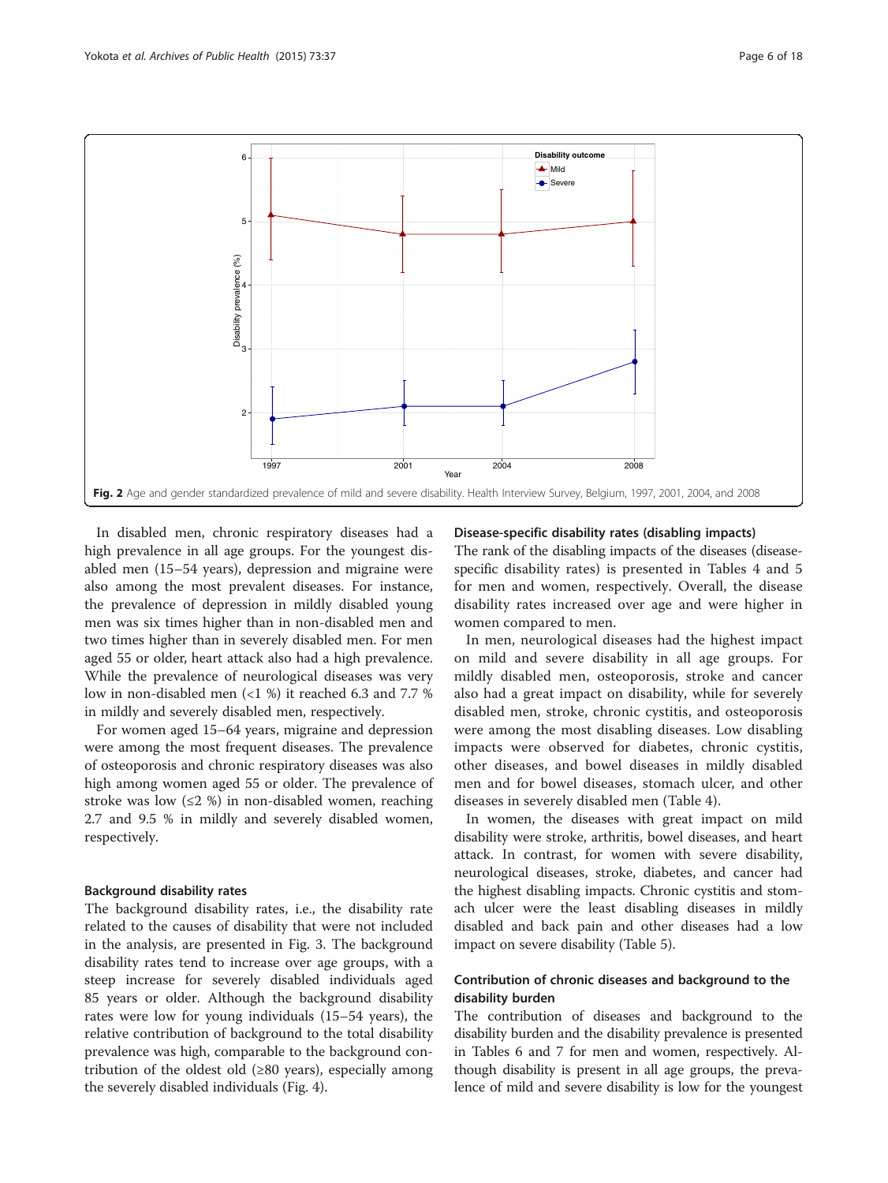Fig. 2 Age and gender standardized prevalence of mild and severe disability. Health Interview Survey, Belgium, 1997, 2001, 2004, and 2008

In disabled men, chronic respiratory diseases had a high prevalence in all age groups. For the youngest disabled men (15–54 years), depression and migraine were also among the most prevalent diseases. For instance, the prevalence of depression in mildly disabled young men was six times higher than in non-disabled men and two times higher than in severely disabled men. For men aged 55 or older, heart attack also had a high prevalence. While the prevalence of neurological diseases was very low in non-disabled men (<1 %) it reached 6.3 and 7.7 % in mildly and severely disabled men, respectively.

For women aged 15–64 years, migraine and depression were among the most frequent diseases. The prevalence of osteoporosis and chronic respiratory diseases was also high among women aged 55 or older. The prevalence of stroke was low (≤2 %) in non-disabled women, reaching 2.7 and 9.5 % in mildly and severely disabled women, respectively.

### Background disability rates

The background disability rates, i.e., the disability rate related to the causes of disability that were not included in the analysis, are presented in Fig. 3. The background disability rates tend to increase over age groups, with a steep increase for severely disabled individuals aged 85 years or older. Although the background disability rates were low for young individuals (15–54 years), the relative contribution of background to the total disability prevalence was high, comparable to the background contribution of the oldest old (≥80 years), especially among the severely disabled individuals (Fig. 4).

### Disease-specific disability rates (disabling impacts)

The rank of the disabling impacts of the diseases (disease-specific disability rates) is presented in Tables 4 and 5 for men and women, respectively. Overall, the disease disability rates increased over age and were higher in women compared to men.

In men, neurological diseases had the highest impact on mild and severe disability in all age groups. For mildly disabled men, osteoporosis, stroke and cancer also had a great impact on disability, while for severely disabled men, stroke, chronic cystitis, and osteoporosis were among the most disabling diseases. Low disabling impacts were observed for diabetes, chronic cystitis, other diseases, and bowel diseases in mildly disabled men and for bowel diseases, stomach ulcer, and other diseases in severely disabled men (Table 4).

In women, the diseases with great impact on mild disability were stroke, arthritis, bowel diseases, and heart attack. In contrast, for women with severe disability, neurological diseases, stroke, diabetes, and cancer had the highest disabling impacts. Chronic cystitis and stomach ulcer were the least disabling diseases in mildly disabled and back pain and other diseases had a low impact on severe disability (Table 5).

### Contribution of chronic diseases and background to the disability burden

The contribution of diseases and background to the disability burden and the disability prevalence is presented in Tables 6 and 7 for men and women, respectively. Although disability is present in all age groups, the prevalence of mild and severe disability is low for the youngest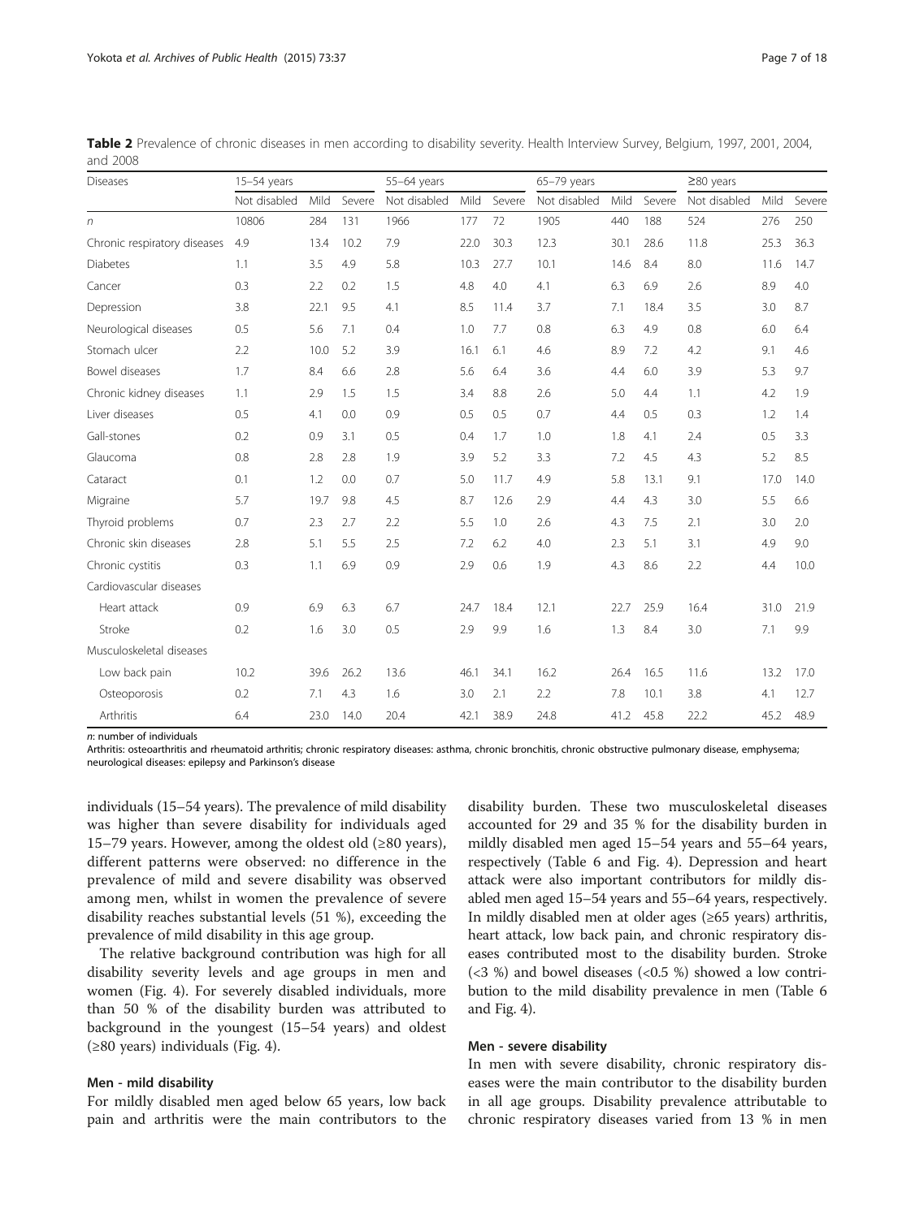**Table 2** Prevalence of chronic diseases in men according to disability severity. Health Interview Survey, Belgium, 1997, 2001, 2004, and 2008

| Diseases | 15–54 years | | | 55–64 years | | | 65–79 years | | | ≥80 years | | |
|---|---|---|---|---|---|---|---|---|---|---|---|---|
| | Not disabled | Mild | Severe | Not disabled | Mild | Severe | Not disabled | Mild | Severe | Not disabled | Mild | Severe |
| *n* | 10806 | 284 | 131 | 1966 | 177 | 72 | 1905 | 440 | 188 | 524 | 276 | 250 |
| Chronic respiratory diseases | 4.9 | 13.4 | 10.2 | 7.9 | 22.0 | 30.3 | 12.3 | 30.1 | 28.6 | 11.8 | 25.3 | 36.3 |
| Diabetes | 1.1 | 3.5 | 4.9 | 5.8 | 10.3 | 27.7 | 10.1 | 14.6 | 8.4 | 8.0 | 11.6 | 14.7 |
| Cancer | 0.3 | 2.2 | 0.2 | 1.5 | 4.8 | 4.0 | 4.1 | 6.3 | 6.9 | 2.6 | 8.9 | 4.0 |
| Depression | 3.8 | 22.1 | 9.5 | 4.1 | 8.5 | 11.4 | 3.7 | 7.1 | 18.4 | 3.5 | 3.0 | 8.7 |
| Neurological diseases | 0.5 | 5.6 | 7.1 | 0.4 | 1.0 | 7.7 | 0.8 | 6.3 | 4.9 | 0.8 | 6.0 | 6.4 |
| Stomach ulcer | 2.2 | 10.0 | 5.2 | 3.9 | 16.1 | 6.1 | 4.6 | 8.9 | 7.2 | 4.2 | 9.1 | 4.6 |
| Bowel diseases | 1.7 | 8.4 | 6.6 | 2.8 | 5.6 | 6.4 | 3.6 | 4.4 | 6.0 | 3.9 | 5.3 | 9.7 |
| Chronic kidney diseases | 1.1 | 2.9 | 1.5 | 1.5 | 3.4 | 8.8 | 2.6 | 5.0 | 4.4 | 1.1 | 4.2 | 1.9 |
| Liver diseases | 0.5 | 4.1 | 0.0 | 0.9 | 0.5 | 0.5 | 0.7 | 4.4 | 0.5 | 0.3 | 1.2 | 1.4 |
| Gall-stones | 0.2 | 0.9 | 3.1 | 0.5 | 0.4 | 1.7 | 1.0 | 1.8 | 4.1 | 2.4 | 0.5 | 3.3 |
| Glaucoma | 0.8 | 2.8 | 2.8 | 1.9 | 3.9 | 5.2 | 3.3 | 7.2 | 4.5 | 4.3 | 5.2 | 8.5 |
| Cataract | 0.1 | 1.2 | 0.0 | 0.7 | 5.0 | 11.7 | 4.9 | 5.8 | 13.1 | 9.1 | 17.0 | 14.0 |
| Migraine | 5.7 | 19.7 | 9.8 | 4.5 | 8.7 | 12.6 | 2.9 | 4.4 | 4.3 | 3.0 | 5.5 | 6.6 |
| Thyroid problems | 0.7 | 2.3 | 2.7 | 2.2 | 5.5 | 1.0 | 2.6 | 4.3 | 7.5 | 2.1 | 3.0 | 2.0 |
| Chronic skin diseases | 2.8 | 5.1 | 5.5 | 2.5 | 7.2 | 6.2 | 4.0 | 2.3 | 5.1 | 3.1 | 4.9 | 9.0 |
| Chronic cystitis | 0.3 | 1.1 | 6.9 | 0.9 | 2.9 | 0.6 | 1.9 | 4.3 | 8.6 | 2.2 | 4.4 | 10.0 |
| Cardiovascular diseases | | | | | | | | | | | | |
| Heart attack | 0.9 | 6.9 | 6.3 | 6.7 | 24.7 | 18.4 | 12.1 | 22.7 | 25.9 | 16.4 | 31.0 | 21.9 |
| Stroke | 0.2 | 1.6 | 3.0 | 0.5 | 2.9 | 9.9 | 1.6 | 1.3 | 8.4 | 3.0 | 7.1 | 9.9 |
| Musculoskeletal diseases | | | | | | | | | | | | |
| Low back pain | 10.2 | 39.6 | 26.2 | 13.6 | 46.1 | 34.1 | 16.2 | 26.4 | 16.5 | 11.6 | 13.2 | 17.0 |
| Osteoporosis | 0.2 | 7.1 | 4.3 | 1.6 | 3.0 | 2.1 | 2.2 | 7.8 | 10.1 | 3.8 | 4.1 | 12.7 |
| Arthritis | 6.4 | 23.0 | 14.0 | 20.4 | 42.1 | 38.9 | 24.8 | 41.2 | 45.8 | 22.2 | 45.2 | 48.9 |

*n*: number of individuals

Arthritis: osteoarthritis and rheumatoid arthritis; chronic respiratory diseases: asthma, chronic bronchitis, chronic obstructive pulmonary disease, emphysema; neurological diseases: epilepsy and Parkinson's disease

individuals (15–54 years). The prevalence of mild disability was higher than severe disability for individuals aged 15–79 years. However, among the oldest old (≥80 years), different patterns were observed: no difference in the prevalence of mild and severe disability was observed among men, whilst in women the prevalence of severe disability reaches substantial levels (51 %), exceeding the prevalence of mild disability in this age group.

The relative background contribution was high for all disability severity levels and age groups in men and women (Fig. 4). For severely disabled individuals, more than 50 % of the disability burden was attributed to background in the youngest (15–54 years) and oldest (≥80 years) individuals (Fig. 4).

#### Men - mild disability

For mildly disabled men aged below 65 years, low back pain and arthritis were the main contributors to the disability burden. These two musculoskeletal diseases accounted for 29 and 35 % for the disability burden in mildly disabled men aged 15–54 years and 55–64 years, respectively (Table 6 and Fig. 4). Depression and heart attack were also important contributors for mildly disabled men aged 15–54 years and 55–64 years, respectively. In mildly disabled men at older ages (≥65 years) arthritis, heart attack, low back pain, and chronic respiratory diseases contributed most to the disability burden. Stroke (<3 %) and bowel diseases (<0.5 %) showed a low contribution to the mild disability prevalence in men (Table 6 and Fig. 4).

#### Men - severe disability

In men with severe disability, chronic respiratory diseases were the main contributor to the disability burden in all age groups. Disability prevalence attributable to chronic respiratory diseases varied from 13 % in men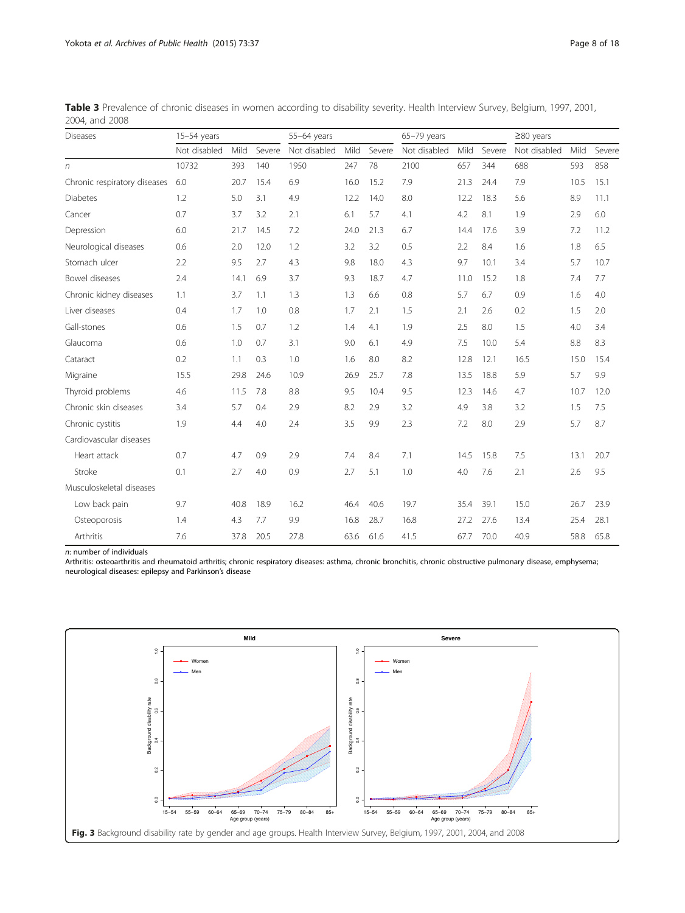**Table 3** Prevalence of chronic diseases in women according to disability severity. Health Interview Survey, Belgium, 1997, 2001, 2004, and 2008

| Diseases | 15–54 years | | | 55–64 years | | | 65–79 years | | | ≥80 years | | |
|---|---|---|---|---|---|---|---|---|---|---|---|---|
| | Not disabled | Mild | Severe | Not disabled | Mild | Severe | Not disabled | Mild | Severe | Not disabled | Mild | Severe |
| *n* | 10732 | 393 | 140 | 1950 | 247 | 78 | 2100 | 657 | 344 | 688 | 593 | 858 |
| Chronic respiratory diseases | 6.0 | 20.7 | 15.4 | 6.9 | 16.0 | 15.2 | 7.9 | 21.3 | 24.4 | 7.9 | 10.5 | 15.1 |
| Diabetes | 1.2 | 5.0 | 3.1 | 4.9 | 12.2 | 14.0 | 8.0 | 12.2 | 18.3 | 5.6 | 8.9 | 11.1 |
| Cancer | 0.7 | 3.7 | 3.2 | 2.1 | 6.1 | 5.7 | 4.1 | 4.2 | 8.1 | 1.9 | 2.9 | 6.0 |
| Depression | 6.0 | 21.7 | 14.5 | 7.2 | 24.0 | 21.3 | 6.7 | 14.4 | 17.6 | 3.9 | 7.2 | 11.2 |
| Neurological diseases | 0.6 | 2.0 | 12.0 | 1.2 | 3.2 | 3.2 | 0.5 | 2.2 | 8.4 | 1.6 | 1.8 | 6.5 |
| Stomach ulcer | 2.2 | 9.5 | 2.7 | 4.3 | 9.8 | 18.0 | 4.3 | 9.7 | 10.1 | 3.4 | 5.7 | 10.7 |
| Bowel diseases | 2.4 | 14.1 | 6.9 | 3.7 | 9.3 | 18.7 | 4.7 | 11.0 | 15.2 | 1.8 | 7.4 | 7.7 |
| Chronic kidney diseases | 1.1 | 3.7 | 1.1 | 1.3 | 1.3 | 6.6 | 0.8 | 5.7 | 6.7 | 0.9 | 1.6 | 4.0 |
| Liver diseases | 0.4 | 1.7 | 1.0 | 0.8 | 1.7 | 2.1 | 1.5 | 2.1 | 2.6 | 0.2 | 1.5 | 2.0 |
| Gall-stones | 0.6 | 1.5 | 0.7 | 1.2 | 1.4 | 4.1 | 1.9 | 2.5 | 8.0 | 1.5 | 4.0 | 3.4 |
| Glaucoma | 0.6 | 1.0 | 0.7 | 3.1 | 9.0 | 6.1 | 4.9 | 7.5 | 10.0 | 5.4 | 8.8 | 8.3 |
| Cataract | 0.2 | 1.1 | 0.3 | 1.0 | 1.6 | 8.0 | 8.2 | 12.8 | 12.1 | 16.5 | 15.0 | 15.4 |
| Migraine | 15.5 | 29.8 | 24.6 | 10.9 | 26.9 | 25.7 | 7.8 | 13.5 | 18.8 | 5.9 | 5.7 | 9.9 |
| Thyroid problems | 4.6 | 11.5 | 7.8 | 8.8 | 9.5 | 10.4 | 9.5 | 12.3 | 14.6 | 4.7 | 10.7 | 12.0 |
| Chronic skin diseases | 3.4 | 5.7 | 0.4 | 2.9 | 8.2 | 2.9 | 3.2 | 4.9 | 3.8 | 3.2 | 1.5 | 7.5 |
| Chronic cystitis | 1.9 | 4.4 | 4.0 | 2.4 | 3.5 | 9.9 | 2.3 | 7.2 | 8.0 | 2.9 | 5.7 | 8.7 |
| Cardiovascular diseases | | | | | | | | | | | | |
| Heart attack | 0.7 | 4.7 | 0.9 | 2.9 | 7.4 | 8.4 | 7.1 | 14.5 | 15.8 | 7.5 | 13.1 | 20.7 |
| Stroke | 0.1 | 2.7 | 4.0 | 0.9 | 2.7 | 5.1 | 1.0 | 4.0 | 7.6 | 2.1 | 2.6 | 9.5 |
| Musculoskeletal diseases | | | | | | | | | | | | |
| Low back pain | 9.7 | 40.8 | 18.9 | 16.2 | 46.4 | 40.6 | 19.7 | 35.4 | 39.1 | 15.0 | 26.7 | 23.9 |
| Osteoporosis | 1.4 | 4.3 | 7.7 | 9.9 | 16.8 | 28.7 | 16.8 | 27.2 | 27.6 | 13.4 | 25.4 | 28.1 |
| Arthritis | 7.6 | 37.8 | 20.5 | 27.8 | 63.6 | 61.6 | 41.5 | 67.7 | 70.0 | 40.9 | 58.8 | 65.8 |

*n*: number of individuals
Arthritis: osteoarthritis and rheumatoid arthritis; chronic respiratory diseases: asthma, chronic bronchitis, chronic obstructive pulmonary disease, emphysema; neurological diseases: epilepsy and Parkinson's disease

**Fig. 3** Background disability rate by gender and age groups. Health Interview Survey, Belgium, 1997, 2001, 2004, and 2008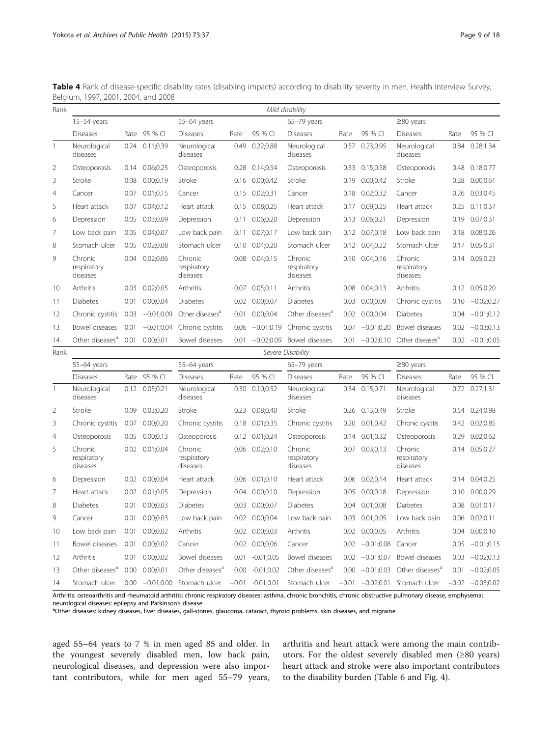**Table 4** Rank of disease-specific disability rates (disabling impacts) according to disability severity in men. Health Interview Survey, Belgium, 1997, 2001, 2004, and 2008

| Rank | *Mild disability* | | | | | | | | | | | |
|---|---|---|---|---|---|---|---|---|---|---|---|---|
| | 15–54 years | | | 55–64 years | | | 65–79 years | | | ≥80 years | | |
| | Diseases | Rate | 95 % CI | Diseases | Rate | 95 % CI | Diseases | Rate | 95 % CI | Diseases | Rate | 95 % CI |
| 1 | Neurological diseases | 0.24 | 0.11;0.39 | Neurological diseases | 0.49 | 0.22;0.88 | Neurological diseases | 0.57 | 0.23;0.95 | Neurological diseases | 0.84 | 0.28;1.34 |
| 2 | Osteoporosis | 0.14 | 0.06;0.25 | Osteoporosis | 0.28 | 0.14;0.54 | Osteoporosis | 0.33 | 0.15;0.58 | Osteoporosis | 0.48 | 0.18;0.77 |
| 3 | Stroke | 0.08 | 0.00;0.19 | Stroke | 0.16 | 0.00;0.42 | Stroke | 0.19 | 0.00;0.42 | Stroke | 0.28 | 0.00;0.61 |
| 4 | Cancer | 0.07 | 0.01;0.15 | Cancer | 0.15 | 0.02;0.31 | Cancer | 0.18 | 0.02;0.32 | Cancer | 0.26 | 0.03;0.45 |
| 5 | Heart attack | 0.07 | 0.04;0.12 | Heart attack | 0.15 | 0.08;0.25 | Heart attack | 0.17 | 0.09;0.25 | Heart attack | 0.25 | 0.11;0.37 |
| 6 | Depression | 0.05 | 0.03;0.09 | Depression | 0.11 | 0.06;0.20 | Depression | 0.13 | 0.06;0.21 | Depression | 0.19 | 0.07;0.31 |
| 7 | Low back pain | 0.05 | 0.04;0.07 | Low back pain | 0.11 | 0.07;0.17 | Low back pain | 0.12 | 0.07;0.18 | Low back pain | 0.18 | 0.08;0.26 |
| 8 | Stomach ulcer | 0.05 | 0.02;0.08 | Stomach ulcer | 0.10 | 0.04;0.20 | Stomach ulcer | 0.12 | 0.04;0.22 | Stomach ulcer | 0.17 | 0.05;0.31 |
| 9 | Chronic respiratory diseases | 0.04 | 0.02;0.06 | Chronic respiratory diseases | 0.08 | 0.04;0.15 | Chronic respiratory diseases | 0.10 | 0.04;0.16 | Chronic respiratory diseases | 0.14 | 0.05;0.23 |
| 10 | Arthritis | 0.03 | 0.02;0.05 | Arthritis | 0.07 | 0.05;0.11 | Arthritis | 0.08 | 0.04;0.13 | Arthritis | 0.12 | 0.05;0.20 |
| 11 | Diabetes | 0.01 | 0.00;0.04 | Diabetes | 0.02 | 0.00;0.07 | Diabetes | 0.03 | 0.00;0.09 | Chronic cystitis | 0.10 | −0.02;0.27 |
| 12 | Chronic cystitis | 0.03 | −0.01;0.09 | Other diseases[a] | 0.01 | 0.00;0.04 | Other diseases[a] | 0.02 | 0.00;0.04 | Diabetes | 0.04 | −0.01;0.12 |
| 13 | Bowel diseases | 0.01 | −0.01;0.04 | Chronic cystitis | 0.06 | −0.01;0.19 | Chronic cystitis | 0.07 | −0.01;0.20 | Bowel diseases | 0.02 | −0.03;0.13 |
| 14 | Other diseases[a] | 0.01 | 0.00;0.01 | Bowel diseases | 0.01 | −0.02;0.09 | Bowel diseases | 0.01 | −0.02;0.10 | Other diseases[a] | 0.02 | −0.01;0.05 |
| Rank | *Severe Disability* | | | | | | | | | | | |
| | 55–64 years | | | 55–64 years | | | 65–79 years | | | ≥80 years | | |
| | Diseases | Rate | 95 % CI | Diseases | Rate | 95 % CI | Diseases | Rate | 95 % CI | Diseases | Rate | 95 % CI |
| 1 | Neurological diseases | 0.12 | 0.05;0.21 | Neurological diseases | 0.30 | 0.10;0.52 | Neurological diseases | 0.34 | 0.15;0.71 | Neurological diseases | 0.72 | 0.27;1.31 |
| 2 | Stroke | 0.09 | 0.03;0.20 | Stroke | 0.23 | 0.08;0.40 | Stroke | 0.26 | 0.13;0.49 | Stroke | 0.54 | 0.24;0.98 |
| 3 | Chronic cystitis | 0.07 | 0.00;0.20 | Chronic cystitis | 0.18 | 0.01;0.35 | Chronic cystitis | 0.20 | 0.01;0.42 | Chronic cystitis | 0.42 | 0.02;0.85 |
| 4 | Osteoporosis | 0.05 | 0.00;0.13 | Osteoporosis | 0.12 | 0.01;0.24 | Osteoporosis | 0.14 | 0.01;0.32 | Osteoporosis | 0.29 | 0.02;0.62 |
| 5 | Chronic respiratory diseases | 0.02 | 0.01;0.04 | Chronic respiratory diseases | 0.06 | 0.02;0.10 | Chronic respiratory diseases | 0.07 | 0.03;0.13 | Chronic respiratory diseases | 0.14 | 0.05;0.27 |
| 6 | Depression | 0.02 | 0.00;0.04 | Heart attack | 0.06 | 0.01;0.10 | Heart attack | 0.06 | 0.02;0.14 | Heart attack | 0.14 | 0.04;0.25 |
| 7 | Heart attack | 0.02 | 0.01;0.05 | Depression | 0.04 | 0.00;0.10 | Depression | 0.05 | 0.00;0.18 | Depression | 0.10 | 0.00;0.29 |
| 8 | Diabetes | 0.01 | 0.00;0.03 | Diabetes | 0.03 | 0.00;0.07 | Diabetes | 0.04 | 0.01;0.08 | Diabetes | 0.08 | 0.01;0.17 |
| 9 | Cancer | 0.01 | 0.00;0.03 | Low back pain | 0.02 | 0.00;0.04 | Low back pain | 0.03 | 0.01;0.05 | Low back pain | 0.06 | 0.02;0.11 |
| 10 | Low back pain | 0.01 | 0.00;0.02 | Arthritis | 0.02 | 0.00;0.03 | Arthritis | 0.02 | 0.00;0.05 | Arthritis | 0.04 | 0.00;0.10 |
| 11 | Bowel diseases | 0.01 | 0.00;0.02 | Cancer | 0.02 | 0.00;0.06 | Cancer | 0.02 | −0.01;0.08 | Cancer | 0.05 | −0.01;0.15 |
| 12 | Arthritis | 0.01 | 0.00;0.02 | Bowel diseases | 0.01 | -0.01;0.05 | Bowel diseases | 0.02 | −0.01;0.07 | Bowel diseases | 0.03 | −0.02;0.13 |
| 13 | Other diseases[a] | 0.00 | 0.00;0.01 | Other diseases[a] | 0.00 | -0.01;0.02 | Other diseases[a] | 0.00 | −0.01;0.03 | Other diseases[a] | 0.01 | −0.02;0.05 |
| 14 | Stomach ulcer | 0.00 | −0.01;0.00 | Stomach ulcer | −0.01 | -0.01;0.01 | Stomach ulcer | −0.01 | −0.02;0.01 | Stomach ulcer | −0.02 | −0.03;0.02 |

Arthritis: osteoarthritis and rheumatoid arthritis; chronic respiratory diseases: asthma, chronic bronchitis, chronic obstructive pulmonary disease, emphysema; neurological diseases: epilepsy and Parkinson's disease

[a]Other diseases: kidney diseases, liver diseases, gall-stones, glaucoma, cataract, thyroid problems, skin diseases, and migraine

aged 55–64 years to 7 % in men aged 85 and older. In the youngest severely disabled men, low back pain, neurological diseases, and depression were also important contributors, while for men aged 55–79 years, arthritis and heart attack were among the main contributors. For the oldest severely disabled men (≥80 years) heart attack and stroke were also important contributors to the disability burden (Table 6 and Fig. 4).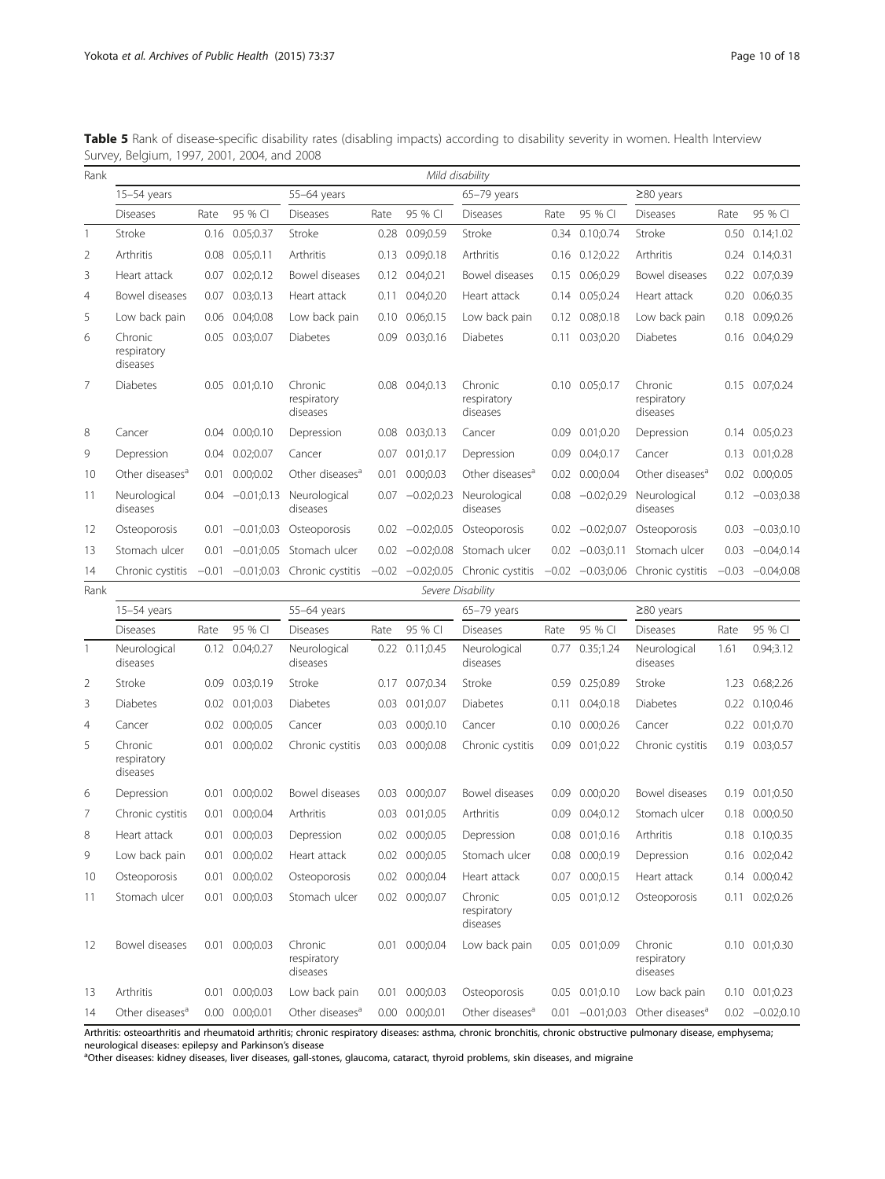**Table 5** Rank of disease-specific disability rates (disabling impacts) according to disability severity in women. Health Interview Survey, Belgium, 1997, 2001, 2004, and 2008

| Rank | *Mild disability* | | | | | | | | | | | |
|---|---|---|---|---|---|---|---|---|---|---|---|---|
| | 15–54 years | | | 55–64 years | | | 65–79 years | | | ≥80 years | | |
| | Diseases | Rate | 95 % CI | Diseases | Rate | 95 % CI | Diseases | Rate | 95 % CI | Diseases | Rate | 95 % CI |
| 1 | Stroke | 0.16 | 0.05;0.37 | Stroke | 0.28 | 0.09;0.59 | Stroke | 0.34 | 0.10;0.74 | Stroke | 0.50 | 0.14;1.02 |
| 2 | Arthritis | 0.08 | 0.05;0.11 | Arthritis | 0.13 | 0.09;0.18 | Arthritis | 0.16 | 0.12;0.22 | Arthritis | 0.24 | 0.14;0.31 |
| 3 | Heart attack | 0.07 | 0.02;0.12 | Bowel diseases | 0.12 | 0.04;0.21 | Bowel diseases | 0.15 | 0.06;0.29 | Bowel diseases | 0.22 | 0.07;0.39 |
| 4 | Bowel diseases | 0.07 | 0.03;0.13 | Heart attack | 0.11 | 0.04;0.20 | Heart attack | 0.14 | 0.05;0.24 | Heart attack | 0.20 | 0.06;0.35 |
| 5 | Low back pain | 0.06 | 0.04;0.08 | Low back pain | 0.10 | 0.06;0.15 | Low back pain | 0.12 | 0.08;0.18 | Low back pain | 0.18 | 0.09;0.26 |
| 6 | Chronic respiratory diseases | 0.05 | 0.03;0.07 | Diabetes | 0.09 | 0.03;0.16 | Diabetes | 0.11 | 0.03;0.20 | Diabetes | 0.16 | 0.04;0.29 |
| 7 | Diabetes | 0.05 | 0.01;0.10 | Chronic respiratory diseases | 0.08 | 0.04;0.13 | Chronic respiratory diseases | 0.10 | 0.05;0.17 | Chronic respiratory diseases | 0.15 | 0.07;0.24 |
| 8 | Cancer | 0.04 | 0.00;0.10 | Depression | 0.08 | 0.03;0.13 | Cancer | 0.09 | 0.01;0.20 | Depression | 0.14 | 0.05;0.23 |
| 9 | Depression | 0.04 | 0.02;0.07 | Cancer | 0.07 | 0.01;0.17 | Depression | 0.09 | 0.04;0.17 | Cancer | 0.13 | 0.01;0.28 |
| 10 | Other diseases[a] | 0.01 | 0.00;0.02 | Other diseases[a] | 0.01 | 0.00;0.03 | Other diseases[a] | 0.02 | 0.00;0.04 | Other diseases[a] | 0.02 | 0.00;0.05 |
| 11 | Neurological diseases | 0.04 | −0.01;0.13 | Neurological diseases | 0.07 | −0.02;0.23 | Neurological diseases | 0.08 | −0.02;0.29 | Neurological diseases | 0.12 | −0.03;0.38 |
| 12 | Osteoporosis | 0.01 | −0.01;0.03 | Osteoporosis | 0.02 | −0.02;0.05 | Osteoporosis | 0.02 | −0.02;0.07 | Osteoporosis | 0.03 | −0.03;0.10 |
| 13 | Stomach ulcer | 0.01 | −0.01;0.05 | Stomach ulcer | 0.02 | −0.02;0.08 | Stomach ulcer | 0.02 | −0.03;0.11 | Stomach ulcer | 0.03 | −0.04;0.14 |
| 14 | Chronic cystitis | −0.01 | −0.01;0.03 | Chronic cystitis | −0.02 | −0.02;0.05 | Chronic cystitis | −0.02 | −0.03;0.06 | Chronic cystitis | −0.03 | −0.04;0.08 |
| Rank | *Severe Disability* | | | | | | | | | | | |
| | 15–54 years | | | 55–64 years | | | 65–79 years | | | ≥80 years | | |
| | Diseases | Rate | 95 % CI | Diseases | Rate | 95 % CI | Diseases | Rate | 95 % CI | Diseases | Rate | 95 % CI |
| 1 | Neurological diseases | 0.12 | 0.04;0.27 | Neurological diseases | 0.22 | 0.11;0.45 | Neurological diseases | 0.77 | 0.35;1.24 | Neurological diseases | 1.61 | 0.94;3.12 |
| 2 | Stroke | 0.09 | 0.03;0.19 | Stroke | 0.17 | 0.07;0.34 | Stroke | 0.59 | 0.25;0.89 | Stroke | 1.23 | 0.68;2.26 |
| 3 | Diabetes | 0.02 | 0.01;0.03 | Diabetes | 0.03 | 0.01;0.07 | Diabetes | 0.11 | 0.04;0.18 | Diabetes | 0.22 | 0.10;0.46 |
| 4 | Cancer | 0.02 | 0.00;0.05 | Cancer | 0.03 | 0.00;0.10 | Cancer | 0.10 | 0.00;0.26 | Cancer | 0.22 | 0.01;0.70 |
| 5 | Chronic respiratory diseases | 0.01 | 0.00;0.02 | Chronic cystitis | 0.03 | 0.00;0.08 | Chronic cystitis | 0.09 | 0.01;0.22 | Chronic cystitis | 0.19 | 0.03;0.57 |
| 6 | Depression | 0.01 | 0.00;0.02 | Bowel diseases | 0.03 | 0.00;0.07 | Bowel diseases | 0.09 | 0.00;0.20 | Bowel diseases | 0.19 | 0.01;0.50 |
| 7 | Chronic cystitis | 0.01 | 0.00;0.04 | Arthritis | 0.03 | 0.01;0.05 | Arthritis | 0.09 | 0.04;0.12 | Stomach ulcer | 0.18 | 0.00;0.50 |
| 8 | Heart attack | 0.01 | 0.00;0.03 | Depression | 0.02 | 0.00;0.05 | Depression | 0.08 | 0.01;0.16 | Arthritis | 0.18 | 0.10;0.35 |
| 9 | Low back pain | 0.01 | 0.00;0.02 | Heart attack | 0.02 | 0.00;0.05 | Stomach ulcer | 0.08 | 0.00;0.19 | Depression | 0.16 | 0.02;0.42 |
| 10 | Osteoporosis | 0.01 | 0.00;0.02 | Osteoporosis | 0.02 | 0.00;0.04 | Heart attack | 0.07 | 0.00;0.15 | Heart attack | 0.14 | 0.00;0.42 |
| 11 | Stomach ulcer | 0.01 | 0.00;0.03 | Stomach ulcer | 0.02 | 0.00;0.07 | Chronic respiratory diseases | 0.05 | 0.01;0.12 | Osteoporosis | 0.11 | 0.02;0.26 |
| 12 | Bowel diseases | 0.01 | 0.00;0.03 | Chronic respiratory diseases | 0.01 | 0.00;0.04 | Low back pain | 0.05 | 0.01;0.09 | Chronic respiratory diseases | 0.10 | 0.01;0.30 |
| 13 | Arthritis | 0.01 | 0.00;0.03 | Low back pain | 0.01 | 0.00;0.03 | Osteoporosis | 0.05 | 0.01;0.10 | Low back pain | 0.10 | 0.01;0.23 |
| 14 | Other diseases[a] | 0.00 | 0.00;0.01 | Other diseases[a] | 0.00 | 0.00;0.01 | Other diseases[a] | 0.01 | −0.01;0.03 | Other diseases[a] | 0.02 | −0.02;0.10 |

Arthritis: osteoarthritis and rheumatoid arthritis; chronic respiratory diseases: asthma, chronic bronchitis, chronic obstructive pulmonary disease, emphysema; neurological diseases: epilepsy and Parkinson's disease

[a]Other diseases: kidney diseases, liver diseases, gall-stones, glaucoma, cataract, thyroid problems, skin diseases, and migraine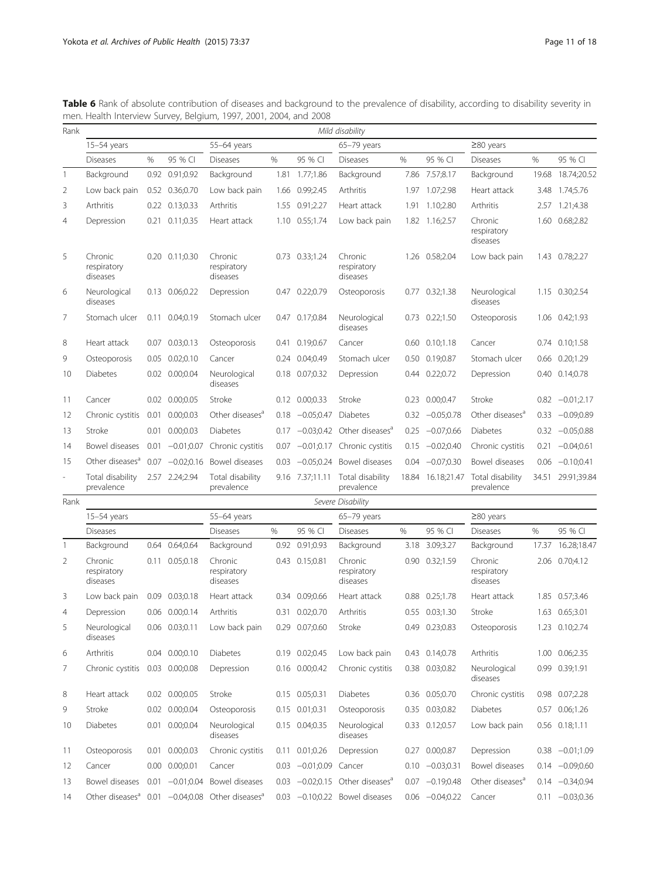**Table 6** Rank of absolute contribution of diseases and background to the prevalence of disability, according to disability severity in men. Health Interview Survey, Belgium, 1997, 2001, 2004, and 2008

| Rank | Mild disability | | | | | | | | | | | |
|---|---|---|---|---|---|---|---|---|---|---|---|---|
| | 15–54 years | | | 55–64 years | | | 65–79 years | | | ≥80 years | | |
| | Diseases | % | 95 % CI | Diseases | % | 95 % CI | Diseases | % | 95 % CI | Diseases | % | 95 % CI |
| 1 | Background | 0.92 | 0.91;0.92 | Background | 1.81 | 1.77;1.86 | Background | 7.86 | 7.57;8.17 | Background | 19.68 | 18.74;20.52 |
| 2 | Low back pain | 0.52 | 0.36;0.70 | Low back pain | 1.66 | 0.99;2.45 | Arthritis | 1.97 | 1.07;2.98 | Heart attack | 3.48 | 1.74;5.76 |
| 3 | Arthritis | 0.22 | 0.13;0.33 | Arthritis | 1.55 | 0.91;2.27 | Heart attack | 1.91 | 1.10;2.80 | Arthritis | 2.57 | 1.21;4.38 |
| 4 | Depression | 0.21 | 0.11;0.35 | Heart attack | 1.10 | 0.55;1.74 | Low back pain | 1.82 | 1.16;2.57 | Chronic respiratory diseases | 1.60 | 0.68;2.82 |
| 5 | Chronic respiratory diseases | 0.20 | 0.11;0.30 | Chronic respiratory diseases | 0.73 | 0.33;1.24 | Chronic respiratory diseases | 1.26 | 0.58;2.04 | Low back pain | 1.43 | 0.78;2.27 |
| 6 | Neurological diseases | 0.13 | 0.06;0.22 | Depression | 0.47 | 0.22;0.79 | Osteoporosis | 0.77 | 0.32;1.38 | Neurological diseases | 1.15 | 0.30;2.54 |
| 7 | Stomach ulcer | 0.11 | 0.04;0.19 | Stomach ulcer | 0.47 | 0.17;0.84 | Neurological diseases | 0.73 | 0.22;1.50 | Osteoporosis | 1.06 | 0.42;1.93 |
| 8 | Heart attack | 0.07 | 0.03;0.13 | Osteoporosis | 0.41 | 0.19;0.67 | Cancer | 0.60 | 0.10;1.18 | Cancer | 0.74 | 0.10;1.58 |
| 9 | Osteoporosis | 0.05 | 0.02;0.10 | Cancer | 0.24 | 0.04;0.49 | Stomach ulcer | 0.50 | 0.19;0.87 | Stomach ulcer | 0.66 | 0.20;1.29 |
| 10 | Diabetes | 0.02 | 0.00;0.04 | Neurological diseases | 0.18 | 0.07;0.32 | Depression | 0.44 | 0.22;0.72 | Depression | 0.40 | 0.14;0.78 |
| 11 | Cancer | 0.02 | 0.00;0.05 | Stroke | 0.12 | 0.00;0.33 | Stroke | 0.23 | 0.00;0.47 | Stroke | 0.82 | −0.01;2.17 |
| 12 | Chronic cystitis | 0.01 | 0.00;0.03 | Other diseases[a] | 0.18 | −0.05;0.47 | Diabetes | 0.32 | −0.05;0.78 | Other diseases[a] | 0.33 | −0.09;0.89 |
| 13 | Stroke | 0.01 | 0.00;0.03 | Diabetes | 0.17 | −0.03;0.42 | Other diseases[a] | 0.25 | −0.07;0.66 | Diabetes | 0.32 | −0.05;0.88 |
| 14 | Bowel diseases | 0.01 | −0.01;0.07 | Chronic cystitis | 0.07 | −0.01;0.17 | Chronic cystitis | 0.15 | −0.02;0.40 | Chronic cystitis | 0.21 | −0.04;0.61 |
| 15 | Other diseases[a] | 0.07 | −0.02;0.16 | Bowel diseases | 0.03 | −0.05;0.24 | Bowel diseases | 0.04 | −0.07;0.30 | Bowel diseases | 0.06 | −0.10;0.41 |
| - | Total disability prevalence | 2.57 | 2.24;2.94 | Total disability prevalence | 9.16 | 7.37;11.11 | Total disability prevalence | 18.84 | 16.18;21.47 | Total disability prevalence | 34.51 | 29.91;39.84 |
| Rank | Severe Disability | | | | | | | | | | | |
| | 15–54 years | | | 55–64 years | | | 65–79 years | | | ≥80 years | | |
| | Diseases | | | Diseases | % | 95 % CI | Diseases | % | 95 % CI | Diseases | % | 95 % CI |
| 1 | Background | 0.64 | 0.64;0.64 | Background | 0.92 | 0.91;0.93 | Background | 3.18 | 3.09;3.27 | Background | 17.37 | 16.28;18.47 |
| 2 | Chronic respiratory diseases | 0.11 | 0.05;0.18 | Chronic respiratory diseases | 0.43 | 0.15;0.81 | Chronic respiratory diseases | 0.90 | 0.32;1.59 | Chronic respiratory diseases | 2.06 | 0.70;4.12 |
| 3 | Low back pain | 0.09 | 0.03;0.18 | Heart attack | 0.34 | 0.09;0.66 | Heart attack | 0.88 | 0.25;1.78 | Heart attack | 1.85 | 0.57;3.46 |
| 4 | Depression | 0.06 | 0.00;0.14 | Arthritis | 0.31 | 0.02;0.70 | Arthritis | 0.55 | 0.03;1.30 | Stroke | 1.63 | 0.65;3.01 |
| 5 | Neurological diseases | 0.06 | 0.03;0.11 | Low back pain | 0.29 | 0.07;0.60 | Stroke | 0.49 | 0.23;0.83 | Osteoporosis | 1.23 | 0.10;2.74 |
| 6 | Arthritis | 0.04 | 0.00;0.10 | Diabetes | 0.19 | 0.02;0.45 | Low back pain | 0.43 | 0.14;0.78 | Arthritis | 1.00 | 0.06;2.35 |
| 7 | Chronic cystitis | 0.03 | 0.00;0.08 | Depression | 0.16 | 0.00;0.42 | Chronic cystitis | 0.38 | 0.03;0.82 | Neurological diseases | 0.99 | 0.39;1.91 |
| 8 | Heart attack | 0.02 | 0.00;0.05 | Stroke | 0.15 | 0.05;0.31 | Diabetes | 0.36 | 0.05;0.70 | Chronic cystitis | 0.98 | 0.07;2.28 |
| 9 | Stroke | 0.02 | 0.00;0.04 | Osteoporosis | 0.15 | 0.01;0.31 | Osteoporosis | 0.35 | 0.03;0.82 | Diabetes | 0.57 | 0.06;1.26 |
| 10 | Diabetes | 0.01 | 0.00;0.04 | Neurological diseases | 0.15 | 0.04;0.35 | Neurological diseases | 0.33 | 0.12;0.57 | Low back pain | 0.56 | 0.18;1.11 |
| 11 | Osteoporosis | 0.01 | 0.00;0.03 | Chronic cystitis | 0.11 | 0.01;0.26 | Depression | 0.27 | 0.00;0.87 | Depression | 0.38 | −0.01;1.09 |
| 12 | Cancer | 0.00 | 0.00;0.01 | Cancer | 0.03 | −0.01;0.09 | Cancer | 0.10 | −0.03;0.31 | Bowel diseases | 0.14 | −0.09;0.60 |
| 13 | Bowel diseases | 0.01 | −0.01;0.04 | Bowel diseases | 0.03 | −0.02;0.15 | Other diseases[a] | 0.07 | −0.19;0.48 | Other diseases[a] | 0.14 | −0.34;0.94 |
| 14 | Other diseases[a] | 0.01 | −0.04;0.08 | Other diseases[a] | 0.03 | −0.10;0.22 | Bowel diseases | 0.06 | −0.04;0.22 | Cancer | 0.11 | −0.03;0.36 |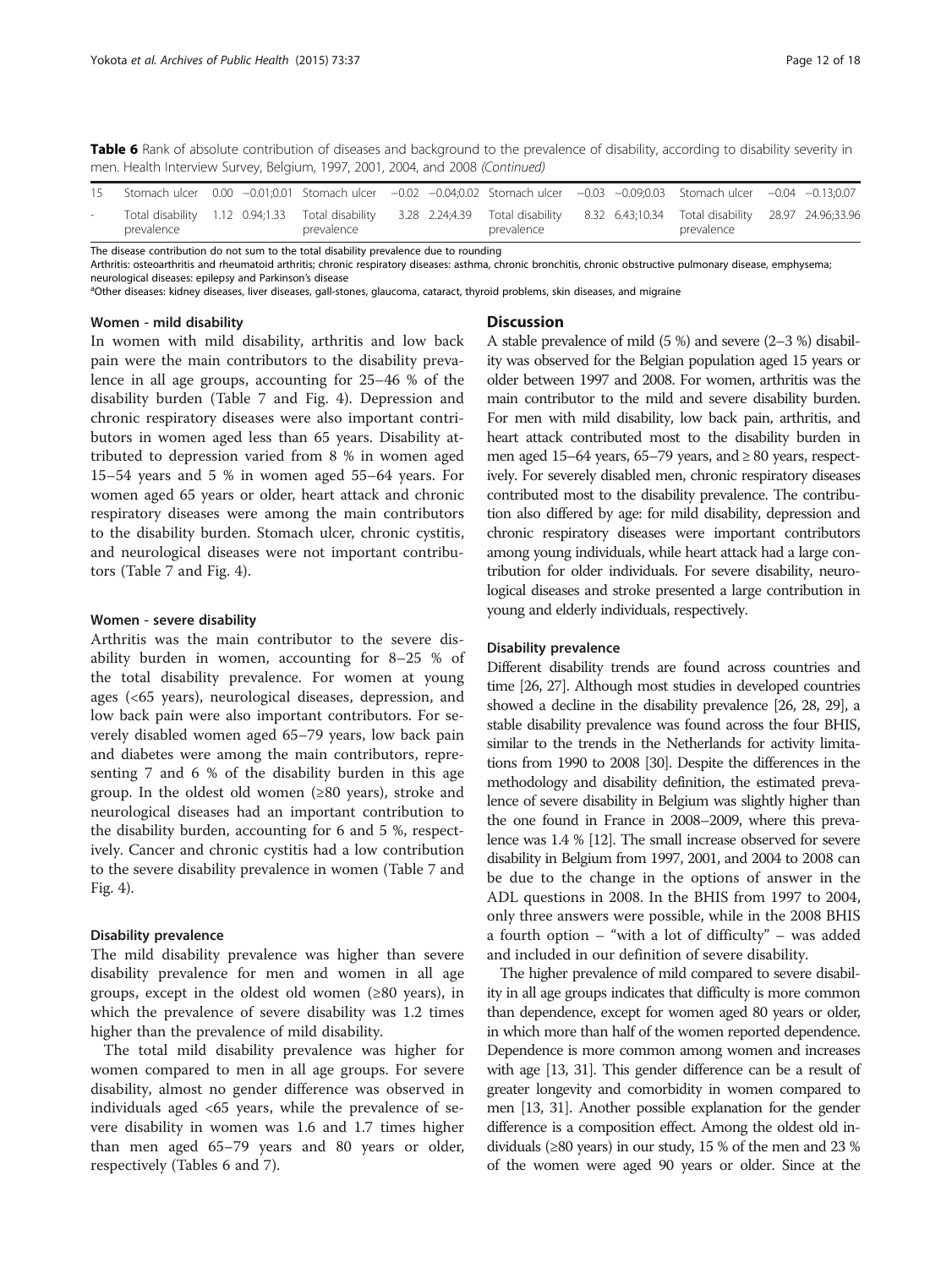**Table 6** Rank of absolute contribution of diseases and background to the prevalence of disability, according to disability severity in men. Health Interview Survey, Belgium, 1997, 2001, 2004, and 2008 *(Continued)*

| | | | | | | | | | | | | |
|---|---|---|---|---|---|---|---|---|---|---|---|---|
| 15 | Stomach ulcer | 0.00 | −0.01;0.01 | Stomach ulcer | −0.02 | −0.04;0.02 | Stomach ulcer | −0.03 | −0.09;0.03 | Stomach ulcer | −0.04 | −0.13;0.07 |
| - | Total disability prevalence | 1.12 | 0.94;1.33 | Total disability prevalence | 3.28 | 2.24;4.39 | Total disability prevalence | 8.32 | 6.43;10.34 | Total disability prevalence | 28.97 | 24.96;33.96 |

The disease contribution do not sum to the total disability prevalence due to rounding

Arthritis: osteoarthritis and rheumatoid arthritis; chronic respiratory diseases: asthma, chronic bronchitis, chronic obstructive pulmonary disease, emphysema; neurological diseases: epilepsy and Parkinson's disease

[a]Other diseases: kidney diseases, liver diseases, gall-stones, glaucoma, cataract, thyroid problems, skin diseases, and migraine

#### Women - mild disability

In women with mild disability, arthritis and low back pain were the main contributors to the disability prevalence in all age groups, accounting for 25–46 % of the disability burden (Table 7 and Fig. 4). Depression and chronic respiratory diseases were also important contributors in women aged less than 65 years. Disability attributed to depression varied from 8 % in women aged 15–54 years and 5 % in women aged 55–64 years. For women aged 65 years or older, heart attack and chronic respiratory diseases were among the main contributors to the disability burden. Stomach ulcer, chronic cystitis, and neurological diseases were not important contributors (Table 7 and Fig. 4).

#### Women - severe disability

Arthritis was the main contributor to the severe disability burden in women, accounting for 8–25 % of the total disability prevalence. For women at young ages (<65 years), neurological diseases, depression, and low back pain were also important contributors. For severely disabled women aged 65–79 years, low back pain and diabetes were among the main contributors, representing 7 and 6 % of the disability burden in this age group. In the oldest old women (≥80 years), stroke and neurological diseases had an important contribution to the disability burden, accounting for 6 and 5 %, respectively. Cancer and chronic cystitis had a low contribution to the severe disability prevalence in women (Table 7 and Fig. 4).

#### Disability prevalence

The mild disability prevalence was higher than severe disability prevalence for men and women in all age groups, except in the oldest old women (≥80 years), in which the prevalence of severe disability was 1.2 times higher than the prevalence of mild disability.

The total mild disability prevalence was higher for women compared to men in all age groups. For severe disability, almost no gender difference was observed in individuals aged <65 years, while the prevalence of severe disability in women was 1.6 and 1.7 times higher than men aged 65–79 years and 80 years or older, respectively (Tables 6 and 7).

## Discussion

A stable prevalence of mild (5 %) and severe (2–3 %) disability was observed for the Belgian population aged 15 years or older between 1997 and 2008. For women, arthritis was the main contributor to the mild and severe disability burden. For men with mild disability, low back pain, arthritis, and heart attack contributed most to the disability burden in men aged 15–64 years, 65–79 years, and ≥ 80 years, respectively. For severely disabled men, chronic respiratory diseases contributed most to the disability prevalence. The contribution also differed by age: for mild disability, depression and chronic respiratory diseases were important contributors among young individuals, while heart attack had a large contribution for older individuals. For severe disability, neurological diseases and stroke presented a large contribution in young and elderly individuals, respectively.

#### Disability prevalence

Different disability trends are found across countries and time [26, 27]. Although most studies in developed countries showed a decline in the disability prevalence [26, 28, 29], a stable disability prevalence was found across the four BHIS, similar to the trends in the Netherlands for activity limitations from 1990 to 2008 [30]. Despite the differences in the methodology and disability definition, the estimated prevalence of severe disability in Belgium was slightly higher than the one found in France in 2008–2009, where this prevalence was 1.4 % [12]. The small increase observed for severe disability in Belgium from 1997, 2001, and 2004 to 2008 can be due to the change in the options of answer in the ADL questions in 2008. In the BHIS from 1997 to 2004, only three answers were possible, while in the 2008 BHIS a fourth option – "with a lot of difficulty" – was added and included in our definition of severe disability.

The higher prevalence of mild compared to severe disability in all age groups indicates that difficulty is more common than dependence, except for women aged 80 years or older, in which more than half of the women reported dependence. Dependence is more common among women and increases with age [13, 31]. This gender difference can be a result of greater longevity and comorbidity in women compared to men [13, 31]. Another possible explanation for the gender difference is a composition effect. Among the oldest old individuals (≥80 years) in our study, 15 % of the men and 23 % of the women were aged 90 years or older. Since at the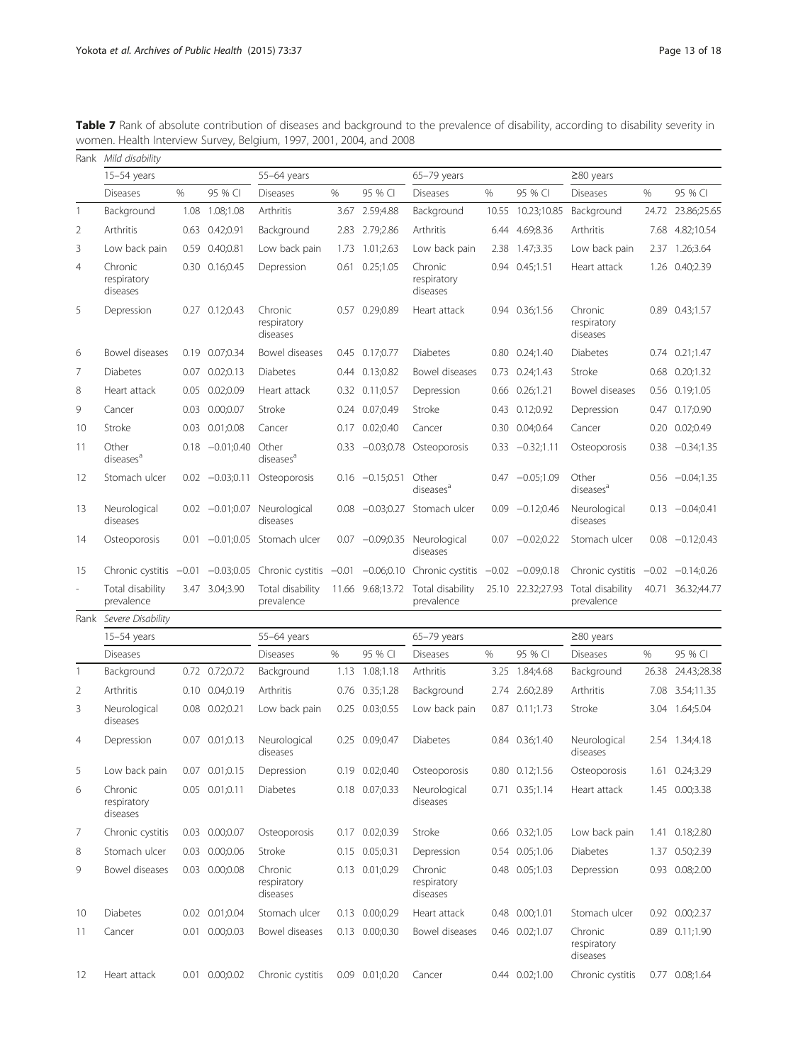**Table 7** Rank of absolute contribution of diseases and background to the prevalence of disability, according to disability severity in women. Health Interview Survey, Belgium, 1997, 2001, 2004, and 2008

| Rank | *Mild disability* | | | | | | | | | | | |
|---|---|---|---|---|---|---|---|---|---|---|---|---|
| | 15–54 years | | | 55–64 years | | | 65–79 years | | | ≥80 years | | |
| | Diseases | % | 95 % CI | Diseases | % | 95 % CI | Diseases | % | 95 % CI | Diseases | % | 95 % CI |
| 1 | Background | 1.08 | 1.08;1.08 | Arthritis | 3.67 | 2.59;4.88 | Background | 10.55 | 10.23;10.85 | Background | 24.72 | 23.86;25.65 |
| 2 | Arthritis | 0.63 | 0.42;0.91 | Background | 2.83 | 2.79;2.86 | Arthritis | 6.44 | 4.69;8.36 | Arthritis | 7.68 | 4.82;10.54 |
| 3 | Low back pain | 0.59 | 0.40;0.81 | Low back pain | 1.73 | 1.01;2.63 | Low back pain | 2.38 | 1.47;3.35 | Low back pain | 2.37 | 1.26;3.64 |
| 4 | Chronic respiratory diseases | 0.30 | 0.16;0.45 | Depression | 0.61 | 0.25;1.05 | Chronic respiratory diseases | 0.94 | 0.45;1.51 | Heart attack | 1.26 | 0.40;2.39 |
| 5 | Depression | 0.27 | 0.12;0.43 | Chronic respiratory diseases | 0.57 | 0.29;0.89 | Heart attack | 0.94 | 0.36;1.56 | Chronic respiratory diseases | 0.89 | 0.43;1.57 |
| 6 | Bowel diseases | 0.19 | 0.07;0.34 | Bowel diseases | 0.45 | 0.17;0.77 | Diabetes | 0.80 | 0.24;1.40 | Diabetes | 0.74 | 0.21;1.47 |
| 7 | Diabetes | 0.07 | 0.02;0.13 | Diabetes | 0.44 | 0.13;0.82 | Bowel diseases | 0.73 | 0.24;1.43 | Stroke | 0.68 | 0.20;1.32 |
| 8 | Heart attack | 0.05 | 0.02;0.09 | Heart attack | 0.32 | 0.11;0.57 | Depression | 0.66 | 0.26;1.21 | Bowel diseases | 0.56 | 0.19;1.05 |
| 9 | Cancer | 0.03 | 0.00;0.07 | Stroke | 0.24 | 0.07;0.49 | Stroke | 0.43 | 0.12;0.92 | Depression | 0.47 | 0.17;0.90 |
| 10 | Stroke | 0.03 | 0.01;0.08 | Cancer | 0.17 | 0.02;0.40 | Cancer | 0.30 | 0.04;0.64 | Cancer | 0.20 | 0.02;0.49 |
| 11 | Other diseases[a] | 0.18 | −0.01;0.40 | Other diseases[a] | 0.33 | −0.03;0.78 | Osteoporosis | 0.33 | −0.32;1.11 | Osteoporosis | 0.38 | −0.34;1.35 |
| 12 | Stomach ulcer | 0.02 | −0.03;0.11 | Osteoporosis | 0.16 | −0.15;0.51 | Other diseases[a] | 0.47 | −0.05;1.09 | Other diseases[a] | 0.56 | −0.04;1.35 |
| 13 | Neurological diseases | 0.02 | −0.01;0.07 | Neurological diseases | 0.08 | −0.03;0.27 | Stomach ulcer | 0.09 | −0.12;0.46 | Neurological diseases | 0.13 | −0.04;0.41 |
| 14 | Osteoporosis | 0.01 | −0.01;0.05 | Stomach ulcer | 0.07 | −0.09;0.35 | Neurological diseases | 0.07 | −0.02;0.22 | Stomach ulcer | 0.08 | −0.12;0.43 |
| 15 | Chronic cystitis | −0.01 | −0.03;0.05 | Chronic cystitis | −0.01 | −0.06;0.10 | Chronic cystitis | −0.02 | −0.09;0.18 | Chronic cystitis | −0.02 | −0.14;0.26 |
| - | Total disability prevalence | 3.47 | 3.04;3.90 | Total disability prevalence | 11.66 | 9.68;13.72 | Total disability prevalence | 25.10 | 22.32;27.93 | Total disability prevalence | 40.71 | 36.32;44.77 |
| Rank | *Severe Disability* | | | | | | | | | | | |
| | 15–54 years | | | 55–64 years | | | 65–79 years | | | ≥80 years | | |
| | Diseases | | | Diseases | % | 95 % CI | Diseases | % | 95 % CI | Diseases | % | 95 % CI |
| 1 | Background | 0.72 | 0.72;0.72 | Background | 1.13 | 1.08;1.18 | Arthritis | 3.25 | 1.84;4.68 | Background | 26.38 | 24.43;28.38 |
| 2 | Arthritis | 0.10 | 0.04;0.19 | Arthritis | 0.76 | 0.35;1.28 | Background | 2.74 | 2.60;2.89 | Arthritis | 7.08 | 3.54;11.35 |
| 3 | Neurological diseases | 0.08 | 0.02;0.21 | Low back pain | 0.25 | 0.03;0.55 | Low back pain | 0.87 | 0.11;1.73 | Stroke | 3.04 | 1.64;5.04 |
| 4 | Depression | 0.07 | 0.01;0.13 | Neurological diseases | 0.25 | 0.09;0.47 | Diabetes | 0.84 | 0.36;1.40 | Neurological diseases | 2.54 | 1.34;4.18 |
| 5 | Low back pain | 0.07 | 0.01;0.15 | Depression | 0.19 | 0.02;0.40 | Osteoporosis | 0.80 | 0.12;1.56 | Osteoporosis | 1.61 | 0.24;3.29 |
| 6 | Chronic respiratory diseases | 0.05 | 0.01;0.11 | Diabetes | 0.18 | 0.07;0.33 | Neurological diseases | 0.71 | 0.35;1.14 | Heart attack | 1.45 | 0.00;3.38 |
| 7 | Chronic cystitis | 0.03 | 0.00;0.07 | Osteoporosis | 0.17 | 0.02;0.39 | Stroke | 0.66 | 0.32;1.05 | Low back pain | 1.41 | 0.18;2.80 |
| 8 | Stomach ulcer | 0.03 | 0.00;0.06 | Stroke | 0.15 | 0.05;0.31 | Depression | 0.54 | 0.05;1.06 | Diabetes | 1.37 | 0.50;2.39 |
| 9 | Bowel diseases | 0.03 | 0.00;0.08 | Chronic respiratory diseases | 0.13 | 0.01;0.29 | Chronic respiratory diseases | 0.48 | 0.05;1.03 | Depression | 0.93 | 0.08;2.00 |
| 10 | Diabetes | 0.02 | 0.01;0.04 | Stomach ulcer | 0.13 | 0.00;0.29 | Heart attack | 0.48 | 0.00;1.01 | Stomach ulcer | 0.92 | 0.00;2.37 |
| 11 | Cancer | 0.01 | 0.00;0.03 | Bowel diseases | 0.13 | 0.00;0.30 | Bowel diseases | 0.46 | 0.02;1.07 | Chronic respiratory diseases | 0.89 | 0.11;1.90 |
| 12 | Heart attack | 0.01 | 0.00;0.02 | Chronic cystitis | 0.09 | 0.01;0.20 | Cancer | 0.44 | 0.02;1.00 | Chronic cystitis | 0.77 | 0.08;1.64 |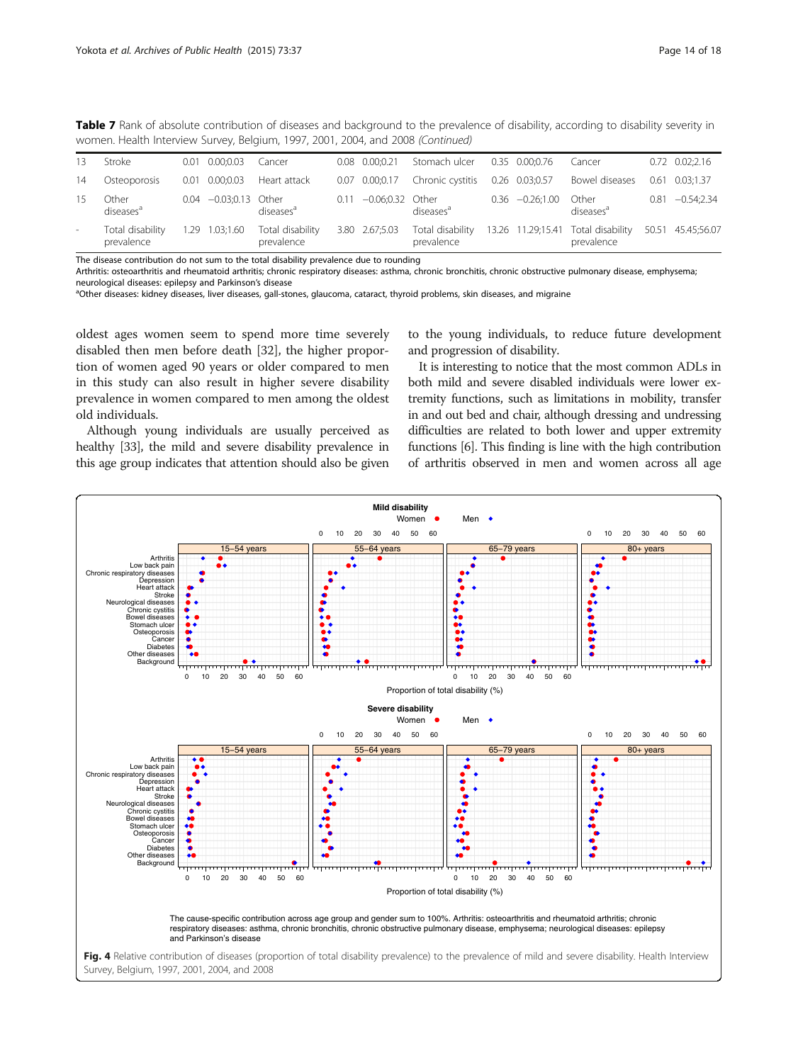**Table 7** Rank of absolute contribution of diseases and background to the prevalence of disability, according to disability severity in women. Health Interview Survey, Belgium, 1997, 2001, 2004, and 2008 *(Continued)*

| | | | | | | | | | | | | |
|---|---|---|---|---|---|---|---|---|---|---|---|---|
| 13 | Stroke | 0.01 | 0.00;0.03 | Cancer | 0.08 | 0.00;0.21 | Stomach ulcer | 0.35 | 0.00;0.76 | Cancer | 0.72 | 0.02;2.16 |
| 14 | Osteoporosis | 0.01 | 0.00;0.03 | Heart attack | 0.07 | 0.00;0.17 | Chronic cystitis | 0.26 | 0.03;0.57 | Bowel diseases | 0.61 | 0.03;1.37 |
| 15 | Other diseases[a] | 0.04 | −0.03;0.13 | Other diseases[a] | 0.11 | −0.06;0.32 | Other diseases[a] | 0.36 | −0.26;1.00 | Other diseases[a] | 0.81 | −0.54;2.34 |
| - | Total disability prevalence | 1.29 | 1.03;1.60 | Total disability prevalence | 3.80 | 2.67;5.03 | Total disability prevalence | 13.26 | 11.29;15.41 | Total disability prevalence | 50.51 | 45.45;56.07 |

The disease contribution do not sum to the total disability prevalence due to rounding
Arthritis: osteoarthritis and rheumatoid arthritis; chronic respiratory diseases: asthma, chronic bronchitis, chronic obstructive pulmonary disease, emphysema; neurological diseases: epilepsy and Parkinson's disease
[a]Other diseases: kidney diseases, liver diseases, gall-stones, glaucoma, cataract, thyroid problems, skin diseases, and migraine

oldest ages women seem to spend more time severely disabled then men before death [32], the higher proportion of women aged 90 years or older compared to men in this study can also result in higher severe disability prevalence in women compared to men among the oldest old individuals.

Although young individuals are usually perceived as healthy [33], the mild and severe disability prevalence in this age group indicates that attention should also be given to the young individuals, to reduce future development and progression of disability.

It is interesting to notice that the most common ADLs in both mild and severe disabled individuals were lower extremity functions, such as limitations in mobility, transfer in and out bed and chair, although dressing and undressing difficulties are related to both lower and upper extremity functions [6]. This finding is line with the high contribution of arthritis observed in men and women across all age

The cause-specific contribution across age group and gender sum to 100%. Arthritis: osteoarthritis and rheumatoid arthritis; chronic respiratory diseases: asthma, chronic bronchitis, chronic obstructive pulmonary disease, emphysema; neurological diseases: epilepsy and Parkinson's disease

**Fig. 4** Relative contribution of diseases (proportion of total disability prevalence) to the prevalence of mild and severe disability. Health Interview Survey, Belgium, 1997, 2001, 2004, and 2008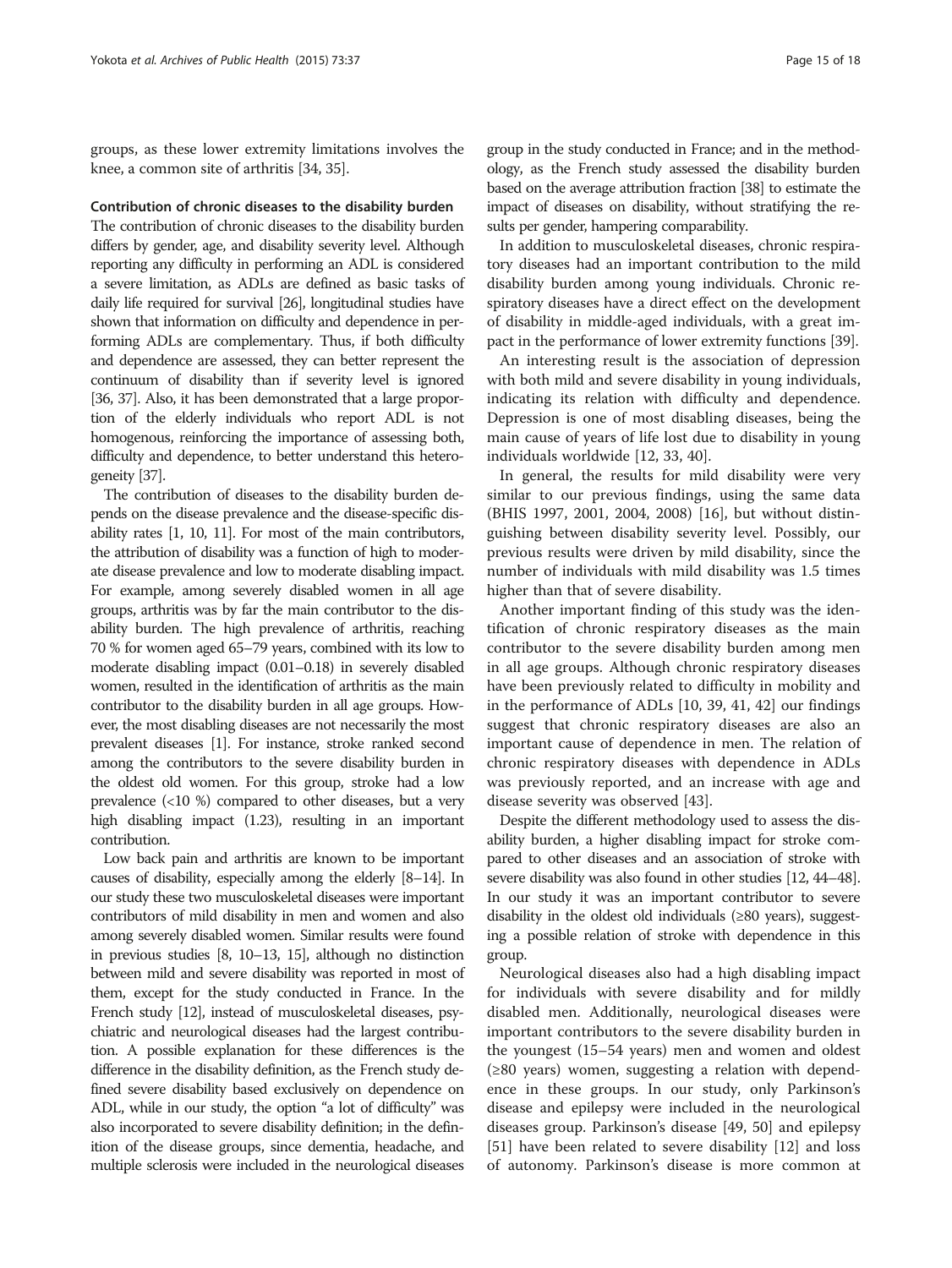groups, as these lower extremity limitations involves the knee, a common site of arthritis [34, 35].

### Contribution of chronic diseases to the disability burden

The contribution of chronic diseases to the disability burden differs by gender, age, and disability severity level. Although reporting any difficulty in performing an ADL is considered a severe limitation, as ADLs are defined as basic tasks of daily life required for survival [26], longitudinal studies have shown that information on difficulty and dependence in performing ADLs are complementary. Thus, if both difficulty and dependence are assessed, they can better represent the continuum of disability than if severity level is ignored [36, 37]. Also, it has been demonstrated that a large proportion of the elderly individuals who report ADL is not homogenous, reinforcing the importance of assessing both, difficulty and dependence, to better understand this heterogeneity [37].

The contribution of diseases to the disability burden depends on the disease prevalence and the disease-specific disability rates [1, 10, 11]. For most of the main contributors, the attribution of disability was a function of high to moderate disease prevalence and low to moderate disabling impact. For example, among severely disabled women in all age groups, arthritis was by far the main contributor to the disability burden. The high prevalence of arthritis, reaching 70 % for women aged 65–79 years, combined with its low to moderate disabling impact (0.01–0.18) in severely disabled women, resulted in the identification of arthritis as the main contributor to the disability burden in all age groups. However, the most disabling diseases are not necessarily the most prevalent diseases [1]. For instance, stroke ranked second among the contributors to the severe disability burden in the oldest old women. For this group, stroke had a low prevalence (<10 %) compared to other diseases, but a very high disabling impact (1.23), resulting in an important contribution.

Low back pain and arthritis are known to be important causes of disability, especially among the elderly [8–14]. In our study these two musculoskeletal diseases were important contributors of mild disability in men and women and also among severely disabled women. Similar results were found in previous studies [8, 10–13, 15], although no distinction between mild and severe disability was reported in most of them, except for the study conducted in France. In the French study [12], instead of musculoskeletal diseases, psychiatric and neurological diseases had the largest contribution. A possible explanation for these differences is the difference in the disability definition, as the French study defined severe disability based exclusively on dependence on ADL, while in our study, the option "a lot of difficulty" was also incorporated to severe disability definition; in the definition of the disease groups, since dementia, headache, and multiple sclerosis were included in the neurological diseases group in the study conducted in France; and in the methodology, as the French study assessed the disability burden based on the average attribution fraction [38] to estimate the impact of diseases on disability, without stratifying the results per gender, hampering comparability.

In addition to musculoskeletal diseases, chronic respiratory diseases had an important contribution to the mild disability burden among young individuals. Chronic respiratory diseases have a direct effect on the development of disability in middle-aged individuals, with a great impact in the performance of lower extremity functions [39].

An interesting result is the association of depression with both mild and severe disability in young individuals, indicating its relation with difficulty and dependence. Depression is one of most disabling diseases, being the main cause of years of life lost due to disability in young individuals worldwide [12, 33, 40].

In general, the results for mild disability were very similar to our previous findings, using the same data (BHIS 1997, 2001, 2004, 2008) [16], but without distinguishing between disability severity level. Possibly, our previous results were driven by mild disability, since the number of individuals with mild disability was 1.5 times higher than that of severe disability.

Another important finding of this study was the identification of chronic respiratory diseases as the main contributor to the severe disability burden among men in all age groups. Although chronic respiratory diseases have been previously related to difficulty in mobility and in the performance of ADLs [10, 39, 41, 42] our findings suggest that chronic respiratory diseases are also an important cause of dependence in men. The relation of chronic respiratory diseases with dependence in ADLs was previously reported, and an increase with age and disease severity was observed [43].

Despite the different methodology used to assess the disability burden, a higher disabling impact for stroke compared to other diseases and an association of stroke with severe disability was also found in other studies [12, 44–48]. In our study it was an important contributor to severe disability in the oldest old individuals (≥80 years), suggesting a possible relation of stroke with dependence in this group.

Neurological diseases also had a high disabling impact for individuals with severe disability and for mildly disabled men. Additionally, neurological diseases were important contributors to the severe disability burden in the youngest (15–54 years) men and women and oldest (≥80 years) women, suggesting a relation with dependence in these groups. In our study, only Parkinson's disease and epilepsy were included in the neurological diseases group. Parkinson's disease [49, 50] and epilepsy [51] have been related to severe disability [12] and loss of autonomy. Parkinson's disease is more common at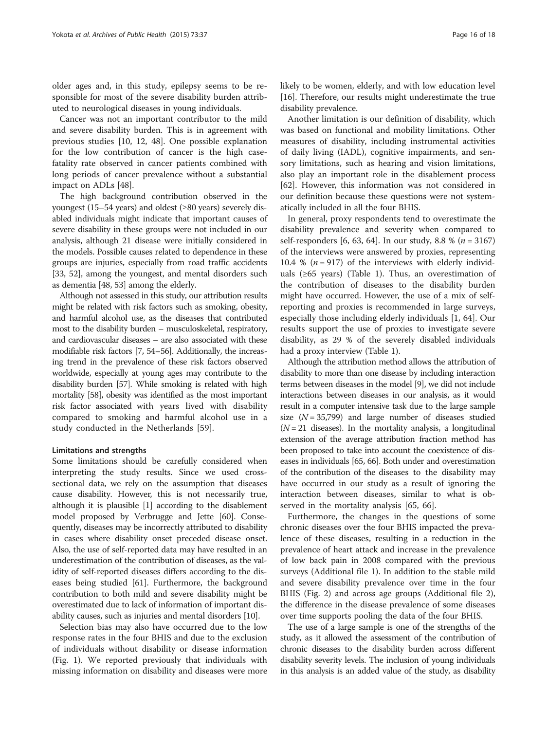older ages and, in this study, epilepsy seems to be responsible for most of the severe disability burden attributed to neurological diseases in young individuals.

Cancer was not an important contributor to the mild and severe disability burden. This is in agreement with previous studies [10, 12, 48]. One possible explanation for the low contribution of cancer is the high case-fatality rate observed in cancer patients combined with long periods of cancer prevalence without a substantial impact on ADLs [48].

The high background contribution observed in the youngest (15–54 years) and oldest (≥80 years) severely disabled individuals might indicate that important causes of severe disability in these groups were not included in our analysis, although 21 disease were initially considered in the models. Possible causes related to dependence in these groups are injuries, especially from road traffic accidents [33, 52], among the youngest, and mental disorders such as dementia [48, 53] among the elderly.

Although not assessed in this study, our attribution results might be related with risk factors such as smoking, obesity, and harmful alcohol use, as the diseases that contributed most to the disability burden – musculoskeletal, respiratory, and cardiovascular diseases – are also associated with these modifiable risk factors [7, 54–56]. Additionally, the increasing trend in the prevalence of these risk factors observed worldwide, especially at young ages may contribute to the disability burden [57]. While smoking is related with high mortality [58], obesity was identified as the most important risk factor associated with years lived with disability compared to smoking and harmful alcohol use in a study conducted in the Netherlands [59].

#### Limitations and strengths

Some limitations should be carefully considered when interpreting the study results. Since we used cross-sectional data, we rely on the assumption that diseases cause disability. However, this is not necessarily true, although it is plausible [1] according to the disablement model proposed by Verbrugge and Jette [60]. Consequently, diseases may be incorrectly attributed to disability in cases where disability onset preceded disease onset. Also, the use of self-reported data may have resulted in an underestimation of the contribution of diseases, as the validity of self-reported diseases differs according to the diseases being studied [61]. Furthermore, the background contribution to both mild and severe disability might be overestimated due to lack of information of important disability causes, such as injuries and mental disorders [10].

Selection bias may also have occurred due to the low response rates in the four BHIS and due to the exclusion of individuals without disability or disease information (Fig. 1). We reported previously that individuals with missing information on disability and diseases were more likely to be women, elderly, and with low education level [16]. Therefore, our results might underestimate the true disability prevalence.

Another limitation is our definition of disability, which was based on functional and mobility limitations. Other measures of disability, including instrumental activities of daily living (IADL), cognitive impairments, and sensory limitations, such as hearing and vision limitations, also play an important role in the disablement process [62]. However, this information was not considered in our definition because these questions were not systematically included in all the four BHIS.

In general, proxy respondents tend to overestimate the disability prevalence and severity when compared to self-responders [6, 63, 64]. In our study, 8.8 % ($n = 3167$) of the interviews were answered by proxies, representing 10.4 % ($n = 917$) of the interviews with elderly individuals (≥65 years) (Table 1). Thus, an overestimation of the contribution of diseases to the disability burden might have occurred. However, the use of a mix of self-reporting and proxies is recommended in large surveys, especially those including elderly individuals [1, 64]. Our results support the use of proxies to investigate severe disability, as 29 % of the severely disabled individuals had a proxy interview (Table 1).

Although the attribution method allows the attribution of disability to more than one disease by including interaction terms between diseases in the model [9], we did not include interactions between diseases in our analysis, as it would result in a computer intensive task due to the large sample size ($N = 35{,}799$) and large number of diseases studied ($N = 21$ diseases). In the mortality analysis, a longitudinal extension of the average attribution fraction method has been proposed to take into account the coexistence of diseases in individuals [65, 66]. Both under and overestimation of the contribution of the diseases to the disability may have occurred in our study as a result of ignoring the interaction between diseases, similar to what is observed in the mortality analysis [65, 66].

Furthermore, the changes in the questions of some chronic diseases over the four BHIS impacted the prevalence of these diseases, resulting in a reduction in the prevalence of heart attack and increase in the prevalence of low back pain in 2008 compared with the previous surveys (Additional file 1). In addition to the stable mild and severe disability prevalence over time in the four BHIS (Fig. 2) and across age groups (Additional file 2), the difference in the disease prevalence of some diseases over time supports pooling the data of the four BHIS.

The use of a large sample is one of the strengths of the study, as it allowed the assessment of the contribution of chronic diseases to the disability burden across different disability severity levels. The inclusion of young individuals in this analysis is an added value of the study, as disability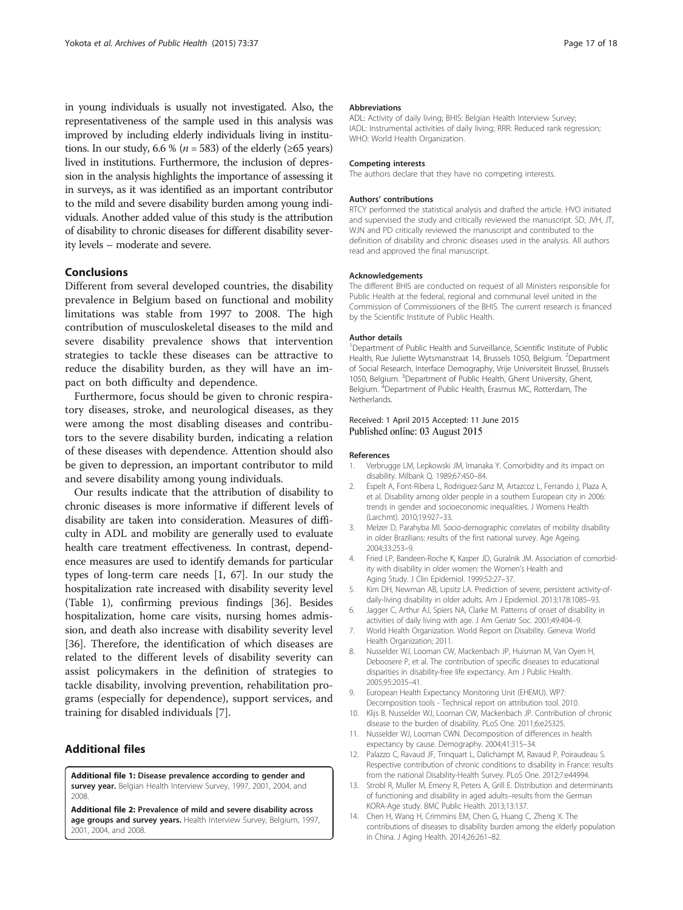in young individuals is usually not investigated. Also, the representativeness of the sample used in this analysis was improved by including elderly individuals living in institutions. In our study, 6.6 % ($n = 583$) of the elderly (≥65 years) lived in institutions. Furthermore, the inclusion of depression in the analysis highlights the importance of assessing it in surveys, as it was identified as an important contributor to the mild and severe disability burden among young individuals. Another added value of this study is the attribution of disability to chronic diseases for different disability severity levels – moderate and severe.

## Conclusions

Different from several developed countries, the disability prevalence in Belgium based on functional and mobility limitations was stable from 1997 to 2008. The high contribution of musculoskeletal diseases to the mild and severe disability prevalence shows that intervention strategies to tackle these diseases can be attractive to reduce the disability burden, as they will have an impact on both difficulty and dependence.

Furthermore, focus should be given to chronic respiratory diseases, stroke, and neurological diseases, as they were among the most disabling diseases and contributors to the severe disability burden, indicating a relation of these diseases with dependence. Attention should also be given to depression, an important contributor to mild and severe disability among young individuals.

Our results indicate that the attribution of disability to chronic diseases is more informative if different levels of disability are taken into consideration. Measures of difficulty in ADL and mobility are generally used to evaluate health care treatment effectiveness. In contrast, dependence measures are used to identify demands for particular types of long-term care needs [1, 67]. In our study the hospitalization rate increased with disability severity level (Table 1), confirming previous findings [36]. Besides hospitalization, home care visits, nursing homes admission, and death also increase with disability severity level [36]. Therefore, the identification of which diseases are related to the different levels of disability severity can assist policymakers in the definition of strategies to tackle disability, involving prevention, rehabilitation programs (especially for dependence), support services, and training for disabled individuals [7].

## Additional files

**Additional file 1: Disease prevalence according to gender and survey year.** Belgian Health Interview Survey, 1997, 2001, 2004, and 2008.

**Additional file 2: Prevalence of mild and severe disability across age groups and survey years.** Health Interview Survey, Belgium, 1997, 2001, 2004, and 2008.

#### Abbreviations

ADL: Activity of daily living; BHIS: Belgian Health Interview Survey; IADL: Instrumental activities of daily living; RRR: Reduced rank regression; WHO: World Health Organization.

#### Competing interests

The authors declare that they have no competing interests.

#### Authors' contributions

RTCY performed the statistical analysis and drafted the article. HVO initiated and supervised the study and critically reviewed the manuscript. SD, JVH, JT, WJN and PD critically reviewed the manuscript and contributed to the definition of disability and chronic diseases used in the analysis. All authors read and approved the final manuscript.

#### Acknowledgements

The different BHIS are conducted on request of all Ministers responsible for Public Health at the federal, regional and communal level united in the Commission of Commissioners of the BHIS. The current research is financed by the Scientific Institute of Public Health.

#### Author details

[1]Department of Public Health and Surveillance, Scientific Institute of Public Health, Rue Juliette Wytsmanstraat 14, Brussels 1050, Belgium. [2]Department of Social Research, Interface Demography, Vrije Universiteit Brussel, Brussels 1050, Belgium. [3]Department of Public Health, Ghent University, Ghent, Belgium. [4]Department of Public Health, Erasmus MC, Rotterdam, The Netherlands.

Received: 1 April 2015 Accepted: 11 June 2015
Published online: 03 August 2015

#### References

1. Verbrugge LM, Lepkowski JM, Imanaka Y. Comorbidity and its impact on disability. Milbank Q. 1989;67:450–84.
2. Espelt A, Font-Ribera L, Rodriguez-Sanz M, Artazcoz L, Ferrando J, Plaza A, et al. Disability among older people in a southern European city in 2006: trends in gender and socioeconomic inequalities. J Womens Health (Larchmt). 2010;19:927–33.
3. Melzer D, Parahyba MI. Socio-demographic correlates of mobility disability in older Brazilians: results of the first national survey. Age Ageing. 2004;33:253–9.
4. Fried LP, Bandeen-Roche K, Kasper JD, Guralnik JM. Association of comorbidity with disability in older women: the Women's Health and Aging Study. J Clin Epidemiol. 1999;52:27–37.
5. Kim DH, Newman AB, Lipsitz LA. Prediction of severe, persistent activity-of-daily-living disability in older adults. Am J Epidemiol. 2013;178:1085–93.
6. Jagger C, Arthur AJ, Spiers NA, Clarke M. Patterns of onset of disability in activities of daily living with age. J Am Geriatr Soc. 2001;49:404–9.
7. World Health Organization. World Report on Disability. Geneva: World Health Organization; 2011.
8. Nusselder WJ, Looman CW, Mackenbach JP, Huisman M, Van Oyen H, Deboosere P, et al. The contribution of specific diseases to educational disparities in disability-free life expectancy. Am J Public Health. 2005;95:2035–41.
9. European Health Expectancy Monitoring Unit (EHEMU). WP7: Decomposition tools - Technical report on attribution tool. 2010.
10. Klijs B, Nusselder WJ, Looman CW, Mackenbach JP. Contribution of chronic disease to the burden of disability. PLoS One. 2011;6:e25325.
11. Nusselder WJ, Looman CWN. Decomposition of differences in health expectancy by cause. Demography. 2004;41:315–34.
12. Palazzo C, Ravaud JF, Trinquart L, Dalichampt M, Ravaud P, Poiraudeau S. Respective contribution of chronic conditions to disability in France: results from the national Disability-Health Survey. PLoS One. 2012;7:e44994.
13. Strobl R, Muller M, Emeny R, Peters A, Grill E. Distribution and determinants of functioning and disability in aged adults–results from the German KORA-Age study. BMC Public Health. 2013;13:137.
14. Chen H, Wang H, Crimmins EM, Chen G, Huang C, Zheng X. The contributions of diseases to disability burden among the elderly population in China. J Aging Health. 2014;26:261–82.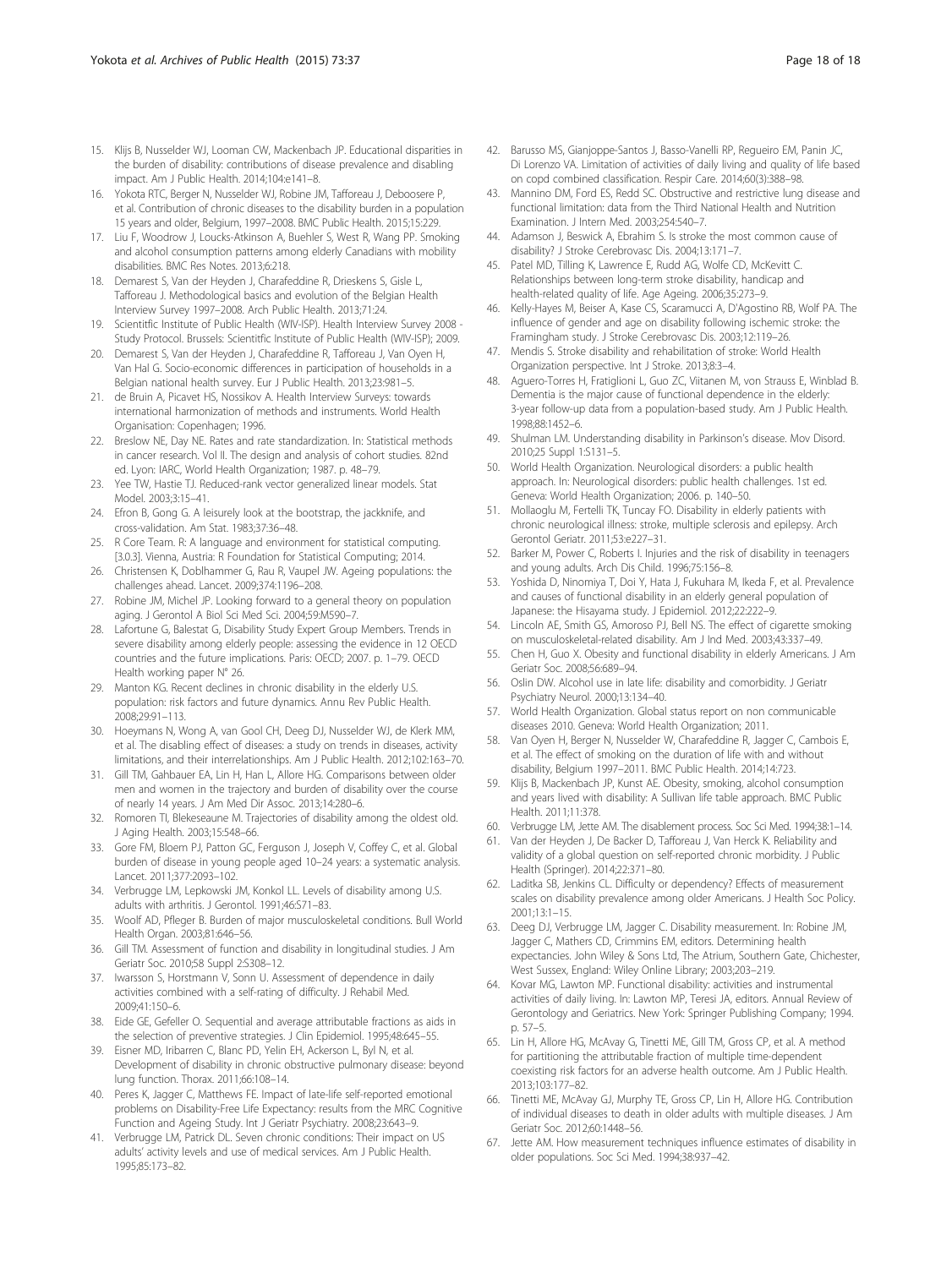15. Klijs B, Nusselder WJ, Looman CW, Mackenbach JP. Educational disparities in the burden of disability: contributions of disease prevalence and disabling impact. Am J Public Health. 2014;104:e141–8.
16. Yokota RTC, Berger N, Nusselder WJ, Robine JM, Tafforeau J, Deboosere P, et al. Contribution of chronic diseases to the disability burden in a population 15 years and older, Belgium, 1997–2008. BMC Public Health. 2015;15:229.
17. Liu F, Woodrow J, Loucks-Atkinson A, Buehler S, West R, Wang PP. Smoking and alcohol consumption patterns among elderly Canadians with mobility disabilities. BMC Res Notes. 2013;6:218.
18. Demarest S, Van der Heyden J, Charafeddine R, Drieskens S, Gisle L, Tafforeau J. Methodological basics and evolution of the Belgian Health Interview Survey 1997–2008. Arch Public Health. 2013;71:24.
19. Scientitfic Institute of Public Health (WIV-ISP). Health Interview Survey 2008 - Study Protocol. Brussels: Scientitfic Institute of Public Health (WIV-ISP); 2009.
20. Demarest S, Van der Heyden J, Charafeddine R, Tafforeau J, Van Oyen H, Van Hal G. Socio-economic differences in participation of households in a Belgian national health survey. Eur J Public Health. 2013;23:981–5.
21. de Bruin A, Picavet HS, Nossikov A. Health Interview Surveys: towards international harmonization of methods and instruments. World Health Organisation: Copenhagen; 1996.
22. Breslow NE, Day NE. Rates and rate standardization. In: Statistical methods in cancer research. Vol II. The design and analysis of cohort studies. 82nd ed. Lyon: IARC, World Health Organization; 1987. p. 48–79.
23. Yee TW, Hastie TJ. Reduced-rank vector generalized linear models. Stat Model. 2003;3:15–41.
24. Efron B, Gong G. A leisurely look at the bootstrap, the jackknife, and cross-validation. Am Stat. 1983;37:36–48.
25. R Core Team. R: A language and environment for statistical computing. [3.0.3]. Vienna, Austria: R Foundation for Statistical Computing; 2014.
26. Christensen K, Doblhammer G, Rau R, Vaupel JW. Ageing populations: the challenges ahead. Lancet. 2009;374:1196–208.
27. Robine JM, Michel JP. Looking forward to a general theory on population aging. J Gerontol A Biol Sci Med Sci. 2004;59:M590–7.
28. Lafortune G, Balestat G, Disability Study Expert Group Members. Trends in severe disability among elderly people: assessing the evidence in 12 OECD countries and the future implications. Paris: OECD; 2007. p. 1–79. OECD Health working paper N° 26.
29. Manton KG. Recent declines in chronic disability in the elderly U.S. population: risk factors and future dynamics. Annu Rev Public Health. 2008;29:91–113.
30. Hoeymans N, Wong A, van Gool CH, Deeg DJ, Nusselder WJ, de Klerk MM, et al. The disabling effect of diseases: a study on trends in diseases, activity limitations, and their interrelationships. Am J Public Health. 2012;102:163–70.
31. Gill TM, Gahbauer EA, Lin H, Han L, Allore HG. Comparisons between older men and women in the trajectory and burden of disability over the course of nearly 14 years. J Am Med Dir Assoc. 2013;14:280–6.
32. Romoren TI, Blekeseaune M. Trajectories of disability among the oldest old. J Aging Health. 2003;15:548–66.
33. Gore FM, Bloem PJ, Patton GC, Ferguson J, Joseph V, Coffey C, et al. Global burden of disease in young people aged 10–24 years: a systematic analysis. Lancet. 2011;377:2093–102.
34. Verbrugge LM, Lepkowski JM, Konkol LL. Levels of disability among U.S. adults with arthritis. J Gerontol. 1991;46:S71–83.
35. Woolf AD, Pfleger B. Burden of major musculoskeletal conditions. Bull World Health Organ. 2003;81:646–56.
36. Gill TM. Assessment of function and disability in longitudinal studies. J Am Geriatr Soc. 2010;58 Suppl 2:S308–12.
37. Iwarsson S, Horstmann V, Sonn U. Assessment of dependence in daily activities combined with a self-rating of difficulty. J Rehabil Med. 2009;41:150–6.
38. Eide GE, Gefeller O. Sequential and average attributable fractions as aids in the selection of preventive strategies. J Clin Epidemiol. 1995;48:645–55.
39. Eisner MD, Iribarren C, Blanc PD, Yelin EH, Ackerson L, Byl N, et al. Development of disability in chronic obstructive pulmonary disease: beyond lung function. Thorax. 2011;66:108–14.
40. Peres K, Jagger C, Matthews FE. Impact of late-life self-reported emotional problems on Disability-Free Life Expectancy: results from the MRC Cognitive Function and Ageing Study. Int J Geriatr Psychiatry. 2008;23:643–9.
41. Verbrugge LM, Patrick DL. Seven chronic conditions: Their impact on US adults' activity levels and use of medical services. Am J Public Health. 1995;85:173–82.
42. Barusso MS, Gianjoppe-Santos J, Basso-Vanelli RP, Regueiro EM, Panin JC, Di Lorenzo VA. Limitation of activities of daily living and quality of life based on copd combined classification. Respir Care. 2014;60(3):388–98.
43. Mannino DM, Ford ES, Redd SC. Obstructive and restrictive lung disease and functional limitation: data from the Third National Health and Nutrition Examination. J Intern Med. 2003;254:540–7.
44. Adamson J, Beswick A, Ebrahim S. Is stroke the most common cause of disability? J Stroke Cerebrovasc Dis. 2004;13:171–7.
45. Patel MD, Tilling K, Lawrence E, Rudd AG, Wolfe CD, McKevitt C. Relationships between long-term stroke disability, handicap and health-related quality of life. Age Ageing. 2006;35:273–9.
46. Kelly-Hayes M, Beiser A, Kase CS, Scaramucci A, D'Agostino RB, Wolf PA. The influence of gender and age on disability following ischemic stroke: the Framingham study. J Stroke Cerebrovasc Dis. 2003;12:119–26.
47. Mendis S. Stroke disability and rehabilitation of stroke: World Health Organization perspective. Int J Stroke. 2013;8:3–4.
48. Aguero-Torres H, Fratiglioni L, Guo ZC, Viitanen M, von Strauss E, Winblad B. Dementia is the major cause of functional dependence in the elderly: 3-year follow-up data from a population-based study. Am J Public Health. 1998;88:1452–6.
49. Shulman LM. Understanding disability in Parkinson's disease. Mov Disord. 2010;25 Suppl 1:S131–5.
50. World Health Organization. Neurological disorders: a public health approach. In: Neurological disorders: public health challenges. 1st ed. Geneva: World Health Organization; 2006. p. 140–50.
51. Mollaoglu M, Fertelli TK, Tuncay FO. Disability in elderly patients with chronic neurological illness: stroke, multiple sclerosis and epilepsy. Arch Gerontol Geriatr. 2011;53:e227–31.
52. Barker M, Power C, Roberts I. Injuries and the risk of disability in teenagers and young adults. Arch Dis Child. 1996;75:156–8.
53. Yoshida D, Ninomiya T, Doi Y, Hata J, Fukuhara M, Ikeda F, et al. Prevalence and causes of functional disability in an elderly general population of Japanese: the Hisayama study. J Epidemiol. 2012;22:222–9.
54. Lincoln AE, Smith GS, Amoroso PJ, Bell NS. The effect of cigarette smoking on musculoskeletal-related disability. Am J Ind Med. 2003;43:337–49.
55. Chen H, Guo X. Obesity and functional disability in elderly Americans. J Am Geriatr Soc. 2008;56:689–94.
56. Oslin DW. Alcohol use in late life: disability and comorbidity. J Geriatr Psychiatry Neurol. 2000;13:134–40.
57. World Health Organization. Global status report on non communicable diseases 2010. Geneva: World Health Organization; 2011.
58. Van Oyen H, Berger N, Nusselder W, Charafeddine R, Jagger C, Cambois E, et al. The effect of smoking on the duration of life with and without disability, Belgium 1997–2011. BMC Public Health. 2014;14:723.
59. Klijs B, Mackenbach JP, Kunst AE. Obesity, smoking, alcohol consumption and years lived with disability: A Sullivan life table approach. BMC Public Health. 2011;11:378.
60. Verbrugge LM, Jette AM. The disablement process. Soc Sci Med. 1994;38:1–14.
61. Van der Heyden J, De Backer D, Tafforeau J, Van Herck K. Reliability and validity of a global question on self-reported chronic morbidity. J Public Health (Springer). 2014;22:371–80.
62. Laditka SB, Jenkins CL. Difficulty or dependency? Effects of measurement scales on disability prevalence among older Americans. J Health Soc Policy. 2001;13:1–15.
63. Deeg DJ, Verbrugge LM, Jagger C. Disability measurement. In: Robine JM, Jagger C, Mathers CD, Crimmins EM, editors. Determining health expectancies. John Wiley & Sons Ltd, The Atrium, Southern Gate, Chichester, West Sussex, England: Wiley Online Library; 2003;203–219.
64. Kovar MG, Lawton MP. Functional disability: activities and instrumental activities of daily living. In: Lawton MP, Teresi JA, editors. Annual Review of Gerontology and Geriatrics. New York: Springer Publishing Company; 1994. p. 57–5.
65. Lin H, Allore HG, McAvay G, Tinetti ME, Gill TM, Gross CP, et al. A method for partitioning the attributable fraction of multiple time-dependent coexisting risk factors for an adverse health outcome. Am J Public Health. 2013;103:177–82.
66. Tinetti ME, McAvay GJ, Murphy TE, Gross CP, Lin H, Allore HG. Contribution of individual diseases to death in older adults with multiple diseases. J Am Geriatr Soc. 2012;60:1448–56.
67. Jette AM. How measurement techniques influence estimates of disability in older populations. Soc Sci Med. 1994;38:937–42.